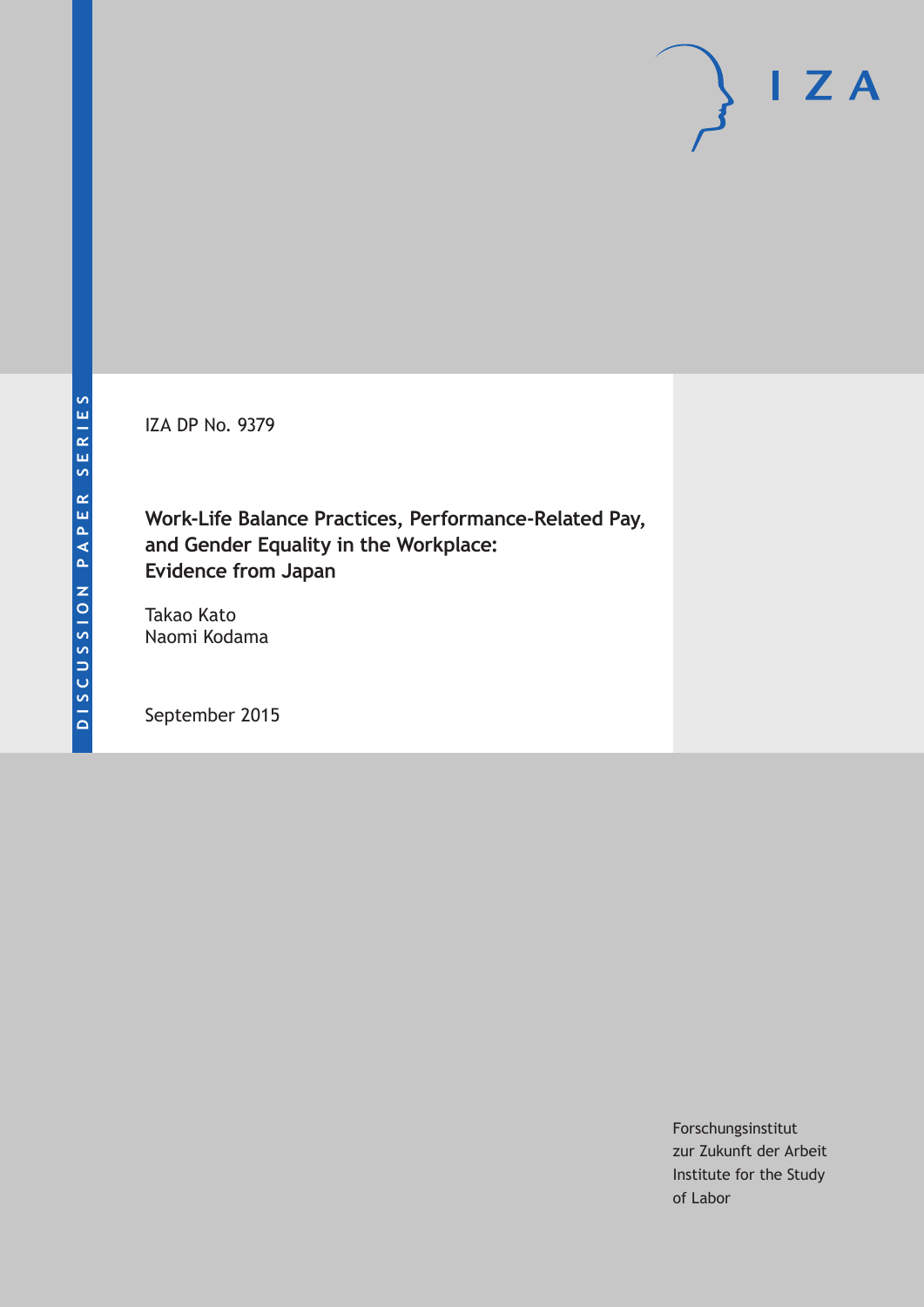DISCUSSION PAPER SERIES

IZA DP No. 9379

# Work-Life Balance Practices, Performance-Related Pay, and Gender Equality in the Workplace: Evidence from Japan

Takao Kato
Naomi Kodama

September 2015

Forschungsinstitut
zur Zukunft der Arbeit
Institute for the Study
of Labor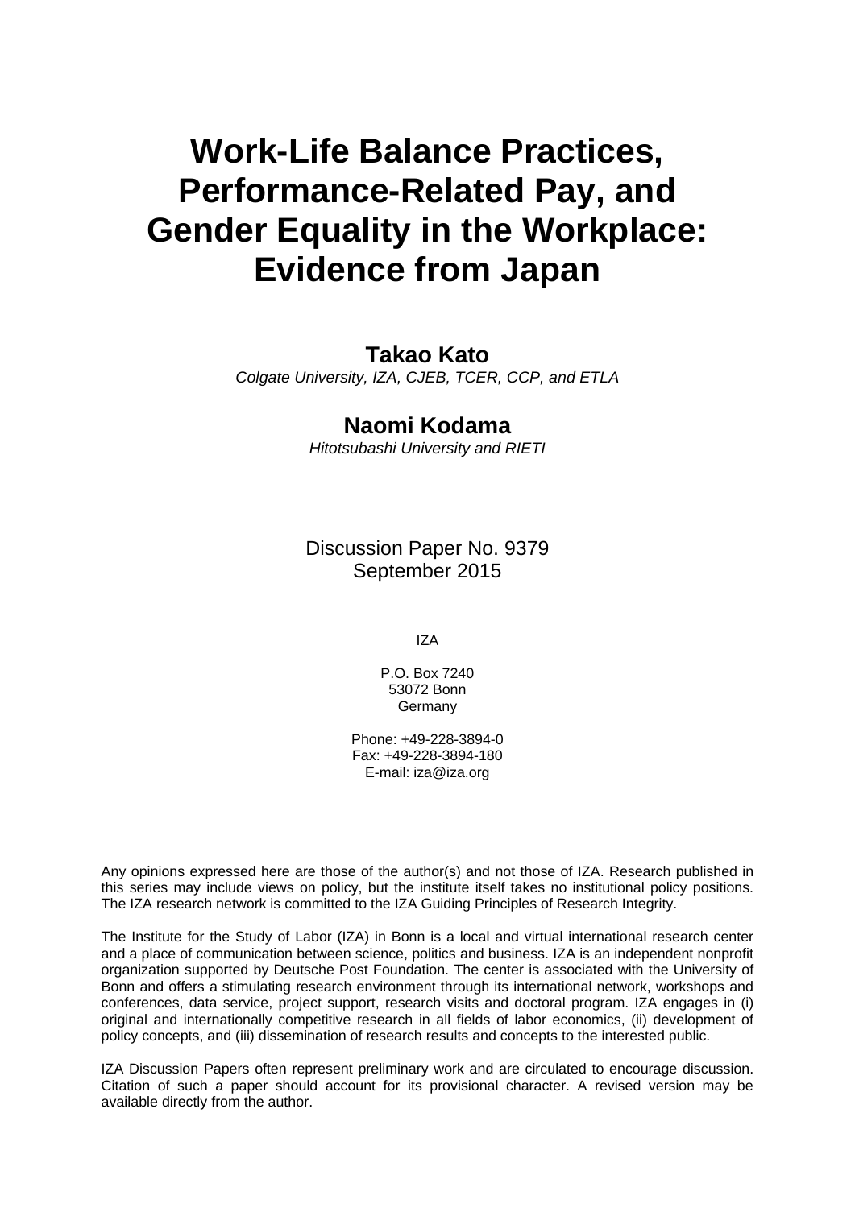# Work-Life Balance Practices, Performance-Related Pay, and Gender Equality in the Workplace: Evidence from Japan

**Takao Kato**

*Colgate University, IZA, CJEB, TCER, CCP, and ETLA*

**Naomi Kodama**

*Hitotsubashi University and RIETI*

Discussion Paper No. 9379
September 2015

IZA

P.O. Box 7240
53072 Bonn
Germany

Phone: +49-228-3894-0
Fax: +49-228-3894-180
E-mail: iza@iza.org

Any opinions expressed here are those of the author(s) and not those of IZA. Research published in this series may include views on policy, but the institute itself takes no institutional policy positions. The IZA research network is committed to the IZA Guiding Principles of Research Integrity.

The Institute for the Study of Labor (IZA) in Bonn is a local and virtual international research center and a place of communication between science, politics and business. IZA is an independent nonprofit organization supported by Deutsche Post Foundation. The center is associated with the University of Bonn and offers a stimulating research environment through its international network, workshops and conferences, data service, project support, research visits and doctoral program. IZA engages in (i) original and internationally competitive research in all fields of labor economics, (ii) development of policy concepts, and (iii) dissemination of research results and concepts to the interested public.

IZA Discussion Papers often represent preliminary work and are circulated to encourage discussion. Citation of such a paper should account for its provisional character. A revised version may be available directly from the author.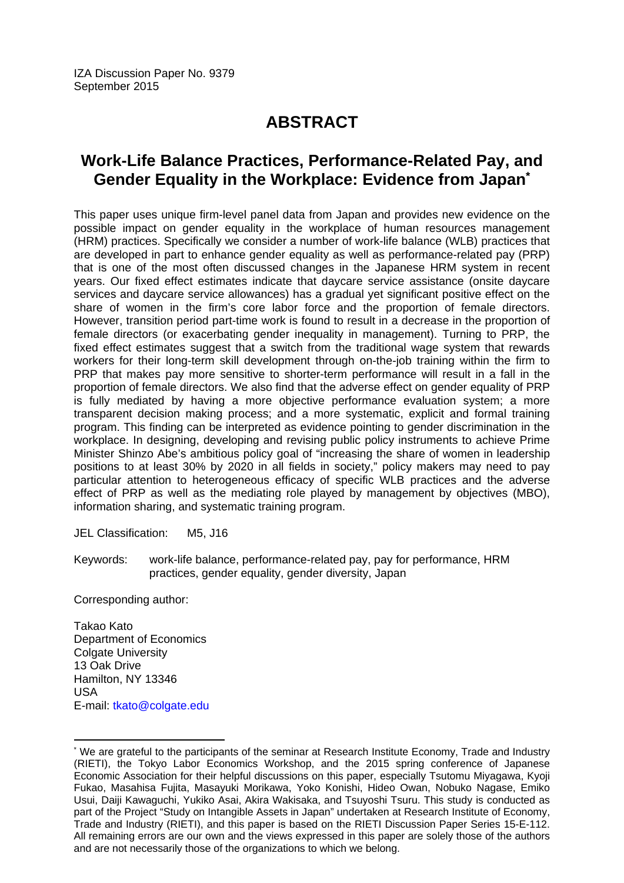IZA Discussion Paper No. 9379
September 2015

# ABSTRACT

## Work-Life Balance Practices, Performance-Related Pay, and Gender Equality in the Workplace: Evidence from Japan*

This paper uses unique firm-level panel data from Japan and provides new evidence on the possible impact on gender equality in the workplace of human resources management (HRM) practices. Specifically we consider a number of work-life balance (WLB) practices that are developed in part to enhance gender equality as well as performance-related pay (PRP) that is one of the most often discussed changes in the Japanese HRM system in recent years. Our fixed effect estimates indicate that daycare service assistance (onsite daycare services and daycare service allowances) has a gradual yet significant positive effect on the share of women in the firm's core labor force and the proportion of female directors. However, transition period part-time work is found to result in a decrease in the proportion of female directors (or exacerbating gender inequality in management). Turning to PRP, the fixed effect estimates suggest that a switch from the traditional wage system that rewards workers for their long-term skill development through on-the-job training within the firm to PRP that makes pay more sensitive to shorter-term performance will result in a fall in the proportion of female directors. We also find that the adverse effect on gender equality of PRP is fully mediated by having a more objective performance evaluation system; a more transparent decision making process; and a more systematic, explicit and formal training program. This finding can be interpreted as evidence pointing to gender discrimination in the workplace. In designing, developing and revising public policy instruments to achieve Prime Minister Shinzo Abe's ambitious policy goal of "increasing the share of women in leadership positions to at least 30% by 2020 in all fields in society," policy makers may need to pay particular attention to heterogeneous efficacy of specific WLB practices and the adverse effect of PRP as well as the mediating role played by management by objectives (MBO), information sharing, and systematic training program.

JEL Classification: M5, J16

Keywords: work-life balance, performance-related pay, pay for performance, HRM practices, gender equality, gender diversity, Japan

Corresponding author:

Takao Kato
Department of Economics
Colgate University
13 Oak Drive
Hamilton, NY 13346
USA
E-mail: tkato@colgate.edu

---

* We are grateful to the participants of the seminar at Research Institute Economy, Trade and Industry (RIETI), the Tokyo Labor Economics Workshop, and the 2015 spring conference of Japanese Economic Association for their helpful discussions on this paper, especially Tsutomu Miyagawa, Kyoji Fukao, Masahisa Fujita, Masayuki Morikawa, Yoko Konishi, Hideo Owan, Nobuko Nagase, Emiko Usui, Daiji Kawaguchi, Yukiko Asai, Akira Wakisaka, and Tsuyoshi Tsuru. This study is conducted as part of the Project "Study on Intangible Assets in Japan" undertaken at Research Institute of Economy, Trade and Industry (RIETI), and this paper is based on the RIETI Discussion Paper Series 15-E-112. All remaining errors are our own and the views expressed in this paper are solely those of the authors and are not necessarily those of the organizations to which we belong.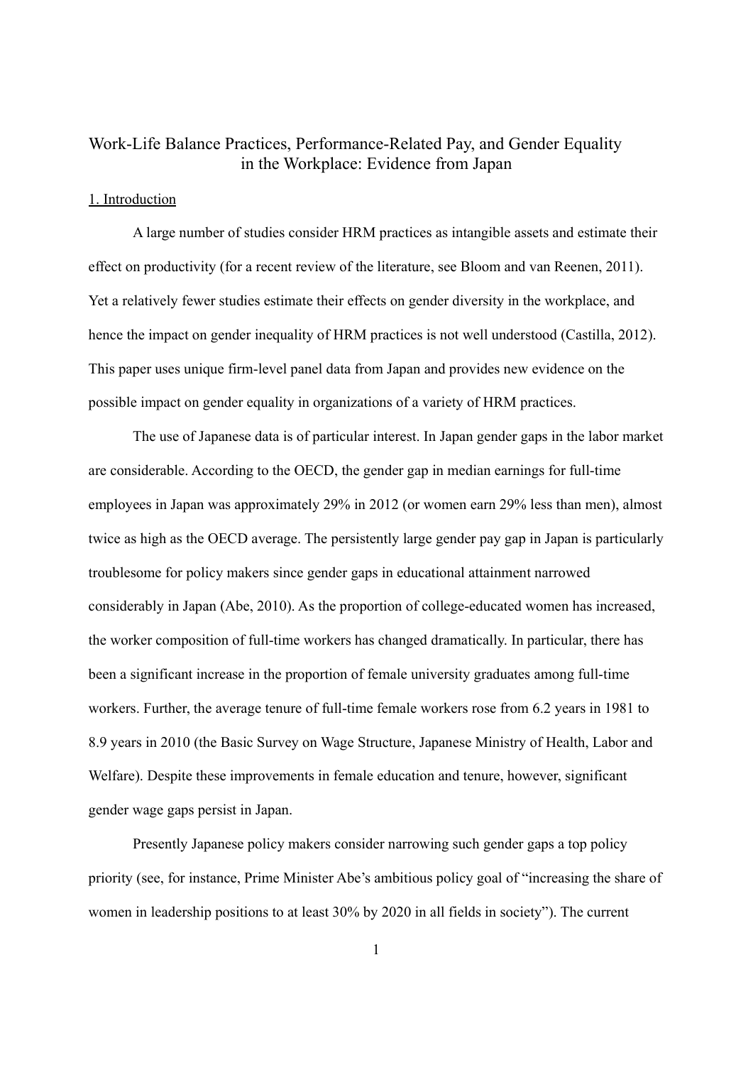# Work-Life Balance Practices, Performance-Related Pay, and Gender Equality in the Workplace: Evidence from Japan

## 1. Introduction

A large number of studies consider HRM practices as intangible assets and estimate their effect on productivity (for a recent review of the literature, see Bloom and van Reenen, 2011). Yet a relatively fewer studies estimate their effects on gender diversity in the workplace, and hence the impact on gender inequality of HRM practices is not well understood (Castilla, 2012). This paper uses unique firm-level panel data from Japan and provides new evidence on the possible impact on gender equality in organizations of a variety of HRM practices.

The use of Japanese data is of particular interest. In Japan gender gaps in the labor market are considerable. According to the OECD, the gender gap in median earnings for full-time employees in Japan was approximately 29% in 2012 (or women earn 29% less than men), almost twice as high as the OECD average. The persistently large gender pay gap in Japan is particularly troublesome for policy makers since gender gaps in educational attainment narrowed considerably in Japan (Abe, 2010). As the proportion of college-educated women has increased, the worker composition of full-time workers has changed dramatically. In particular, there has been a significant increase in the proportion of female university graduates among full-time workers. Further, the average tenure of full-time female workers rose from 6.2 years in 1981 to 8.9 years in 2010 (the Basic Survey on Wage Structure, Japanese Ministry of Health, Labor and Welfare). Despite these improvements in female education and tenure, however, significant gender wage gaps persist in Japan.

Presently Japanese policy makers consider narrowing such gender gaps a top policy priority (see, for instance, Prime Minister Abe's ambitious policy goal of "increasing the share of women in leadership positions to at least 30% by 2020 in all fields in society"). The current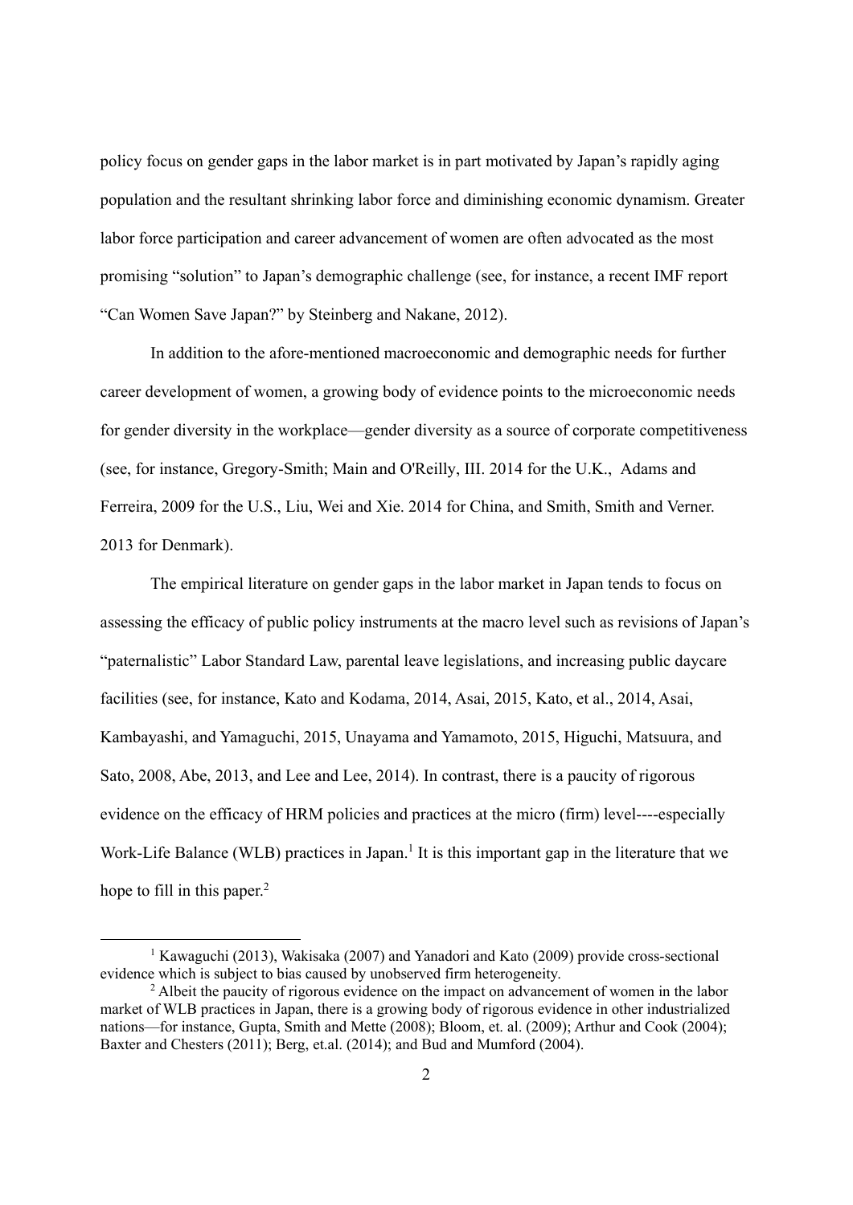policy focus on gender gaps in the labor market is in part motivated by Japan's rapidly aging population and the resultant shrinking labor force and diminishing economic dynamism. Greater labor force participation and career advancement of women are often advocated as the most promising "solution" to Japan's demographic challenge (see, for instance, a recent IMF report "Can Women Save Japan?" by Steinberg and Nakane, 2012).

In addition to the afore-mentioned macroeconomic and demographic needs for further career development of women, a growing body of evidence points to the microeconomic needs for gender diversity in the workplace—gender diversity as a source of corporate competitiveness (see, for instance, Gregory-Smith; Main and O'Reilly, III. 2014 for the U.K., Adams and Ferreira, 2009 for the U.S., Liu, Wei and Xie. 2014 for China, and Smith, Smith and Verner. 2013 for Denmark).

The empirical literature on gender gaps in the labor market in Japan tends to focus on assessing the efficacy of public policy instruments at the macro level such as revisions of Japan's "paternalistic" Labor Standard Law, parental leave legislations, and increasing public daycare facilities (see, for instance, Kato and Kodama, 2014, Asai, 2015, Kato, et al., 2014, Asai, Kambayashi, and Yamaguchi, 2015, Unayama and Yamamoto, 2015, Higuchi, Matsuura, and Sato, 2008, Abe, 2013, and Lee and Lee, 2014). In contrast, there is a paucity of rigorous evidence on the efficacy of HRM policies and practices at the micro (firm) level----especially Work-Life Balance (WLB) practices in Japan.[1] It is this important gap in the literature that we hope to fill in this paper.[2]

[1] Kawaguchi (2013), Wakisaka (2007) and Yanadori and Kato (2009) provide cross-sectional evidence which is subject to bias caused by unobserved firm heterogeneity.

[2] Albeit the paucity of rigorous evidence on the impact on advancement of women in the labor market of WLB practices in Japan, there is a growing body of rigorous evidence in other industrialized nations—for instance, Gupta, Smith and Mette (2008); Bloom, et. al. (2009); Arthur and Cook (2004); Baxter and Chesters (2011); Berg, et.al. (2014); and Bud and Mumford (2004).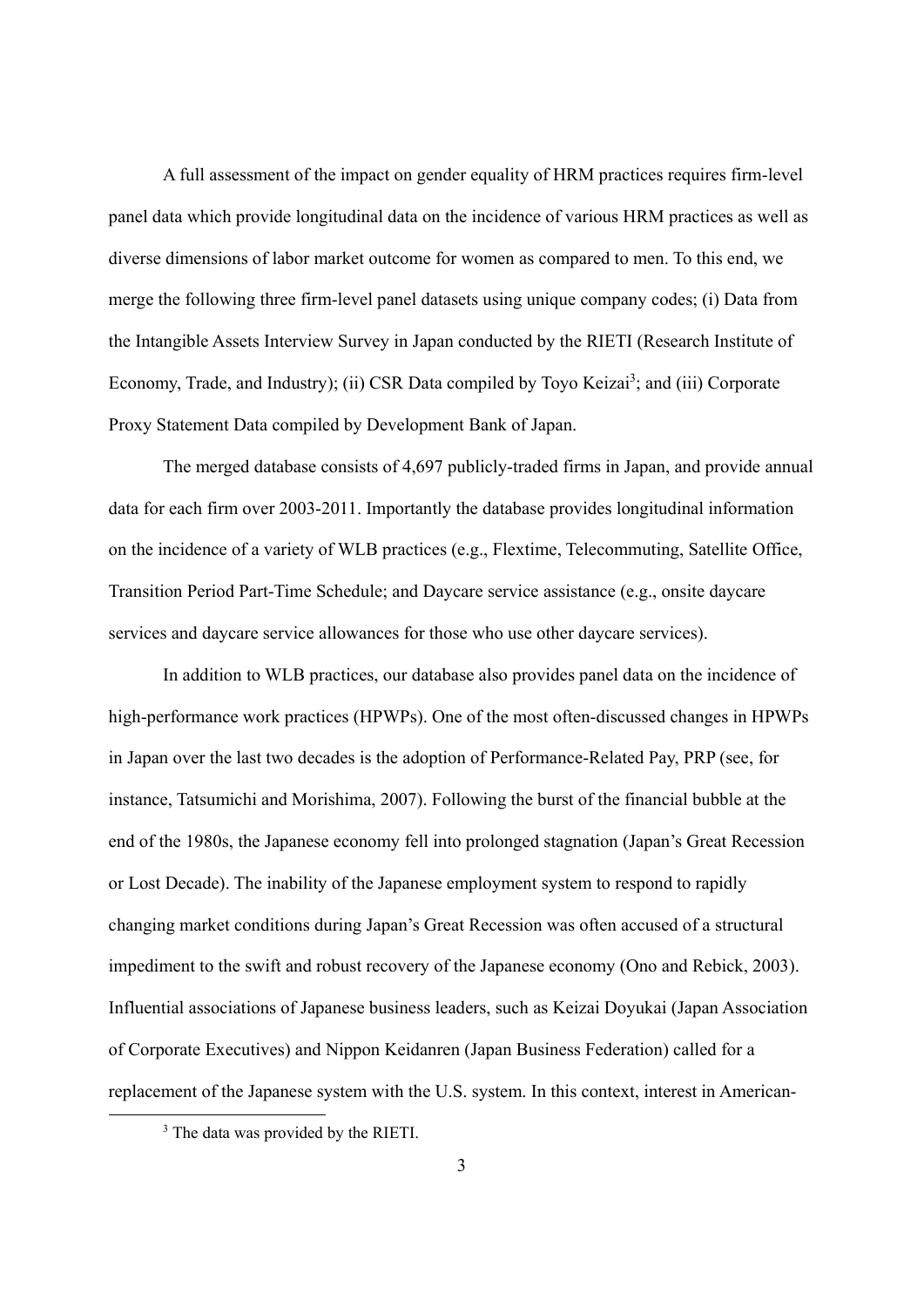A full assessment of the impact on gender equality of HRM practices requires firm-level panel data which provide longitudinal data on the incidence of various HRM practices as well as diverse dimensions of labor market outcome for women as compared to men. To this end, we merge the following three firm-level panel datasets using unique company codes; (i) Data from the Intangible Assets Interview Survey in Japan conducted by the RIETI (Research Institute of Economy, Trade, and Industry); (ii) CSR Data compiled by Toyo Keizai[3]; and (iii) Corporate Proxy Statement Data compiled by Development Bank of Japan.

The merged database consists of 4,697 publicly-traded firms in Japan, and provide annual data for each firm over 2003-2011. Importantly the database provides longitudinal information on the incidence of a variety of WLB practices (e.g., Flextime, Telecommuting, Satellite Office, Transition Period Part-Time Schedule; and Daycare service assistance (e.g., onsite daycare services and daycare service allowances for those who use other daycare services).

In addition to WLB practices, our database also provides panel data on the incidence of high-performance work practices (HPWPs). One of the most often-discussed changes in HPWPs in Japan over the last two decades is the adoption of Performance-Related Pay, PRP (see, for instance, Tatsumichi and Morishima, 2007). Following the burst of the financial bubble at the end of the 1980s, the Japanese economy fell into prolonged stagnation (Japan's Great Recession or Lost Decade). The inability of the Japanese employment system to respond to rapidly changing market conditions during Japan's Great Recession was often accused of a structural impediment to the swift and robust recovery of the Japanese economy (Ono and Rebick, 2003). Influential associations of Japanese business leaders, such as Keizai Doyukai (Japan Association of Corporate Executives) and Nippon Keidanren (Japan Business Federation) called for a replacement of the Japanese system with the U.S. system. In this context, interest in American-

[3] The data was provided by the RIETI.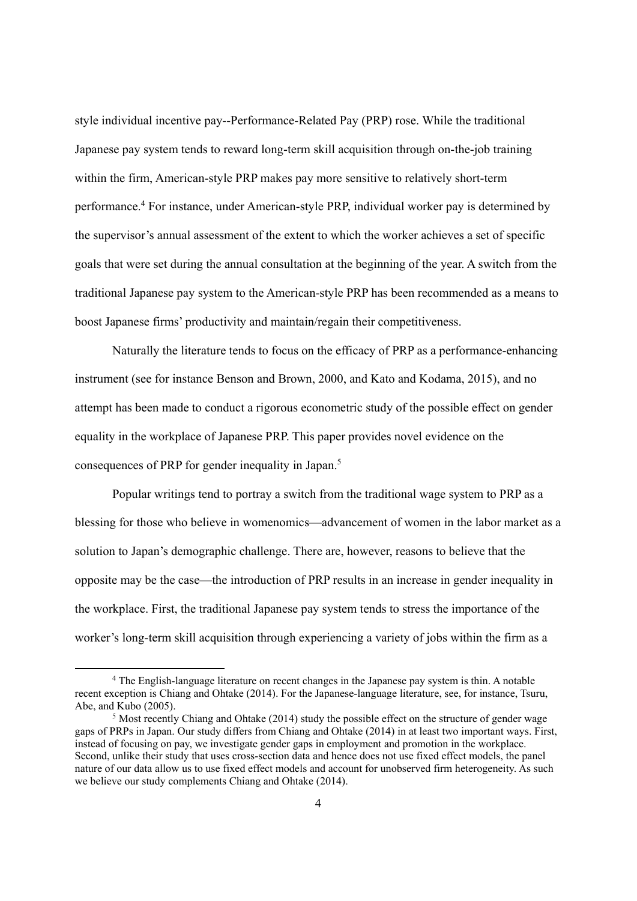style individual incentive pay--Performance-Related Pay (PRP) rose. While the traditional Japanese pay system tends to reward long-term skill acquisition through on-the-job training within the firm, American-style PRP makes pay more sensitive to relatively short-term performance.[4] For instance, under American-style PRP, individual worker pay is determined by the supervisor's annual assessment of the extent to which the worker achieves a set of specific goals that were set during the annual consultation at the beginning of the year. A switch from the traditional Japanese pay system to the American-style PRP has been recommended as a means to boost Japanese firms' productivity and maintain/regain their competitiveness.

Naturally the literature tends to focus on the efficacy of PRP as a performance-enhancing instrument (see for instance Benson and Brown, 2000, and Kato and Kodama, 2015), and no attempt has been made to conduct a rigorous econometric study of the possible effect on gender equality in the workplace of Japanese PRP. This paper provides novel evidence on the consequences of PRP for gender inequality in Japan.[5]

Popular writings tend to portray a switch from the traditional wage system to PRP as a blessing for those who believe in womenomics—advancement of women in the labor market as a solution to Japan's demographic challenge. There are, however, reasons to believe that the opposite may be the case—the introduction of PRP results in an increase in gender inequality in the workplace. First, the traditional Japanese pay system tends to stress the importance of the worker's long-term skill acquisition through experiencing a variety of jobs within the firm as a

[4] The English-language literature on recent changes in the Japanese pay system is thin. A notable recent exception is Chiang and Ohtake (2014). For the Japanese-language literature, see, for instance, Tsuru, Abe, and Kubo (2005).

[5] Most recently Chiang and Ohtake (2014) study the possible effect on the structure of gender wage gaps of PRPs in Japan. Our study differs from Chiang and Ohtake (2014) in at least two important ways. First, instead of focusing on pay, we investigate gender gaps in employment and promotion in the workplace. Second, unlike their study that uses cross-section data and hence does not use fixed effect models, the panel nature of our data allow us to use fixed effect models and account for unobserved firm heterogeneity. As such we believe our study complements Chiang and Ohtake (2014).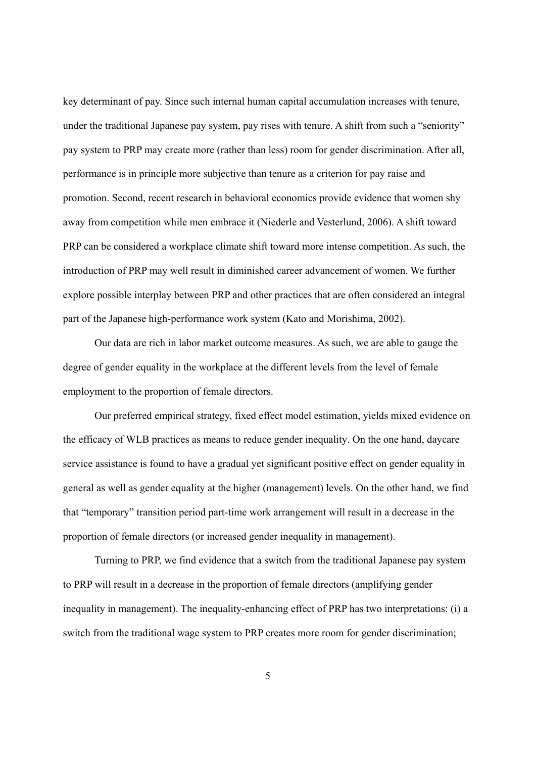key determinant of pay. Since such internal human capital accumulation increases with tenure, under the traditional Japanese pay system, pay rises with tenure. A shift from such a "seniority" pay system to PRP may create more (rather than less) room for gender discrimination. After all, performance is in principle more subjective than tenure as a criterion for pay raise and promotion. Second, recent research in behavioral economics provide evidence that women shy away from competition while men embrace it (Niederle and Vesterlund, 2006). A shift toward PRP can be considered a workplace climate shift toward more intense competition. As such, the introduction of PRP may well result in diminished career advancement of women. We further explore possible interplay between PRP and other practices that are often considered an integral part of the Japanese high-performance work system (Kato and Morishima, 2002).

Our data are rich in labor market outcome measures. As such, we are able to gauge the degree of gender equality in the workplace at the different levels from the level of female employment to the proportion of female directors.

Our preferred empirical strategy, fixed effect model estimation, yields mixed evidence on the efficacy of WLB practices as means to reduce gender inequality. On the one hand, daycare service assistance is found to have a gradual yet significant positive effect on gender equality in general as well as gender equality at the higher (management) levels. On the other hand, we find that "temporary" transition period part-time work arrangement will result in a decrease in the proportion of female directors (or increased gender inequality in management).

Turning to PRP, we find evidence that a switch from the traditional Japanese pay system to PRP will result in a decrease in the proportion of female directors (amplifying gender inequality in management). The inequality-enhancing effect of PRP has two interpretations: (i) a switch from the traditional wage system to PRP creates more room for gender discrimination;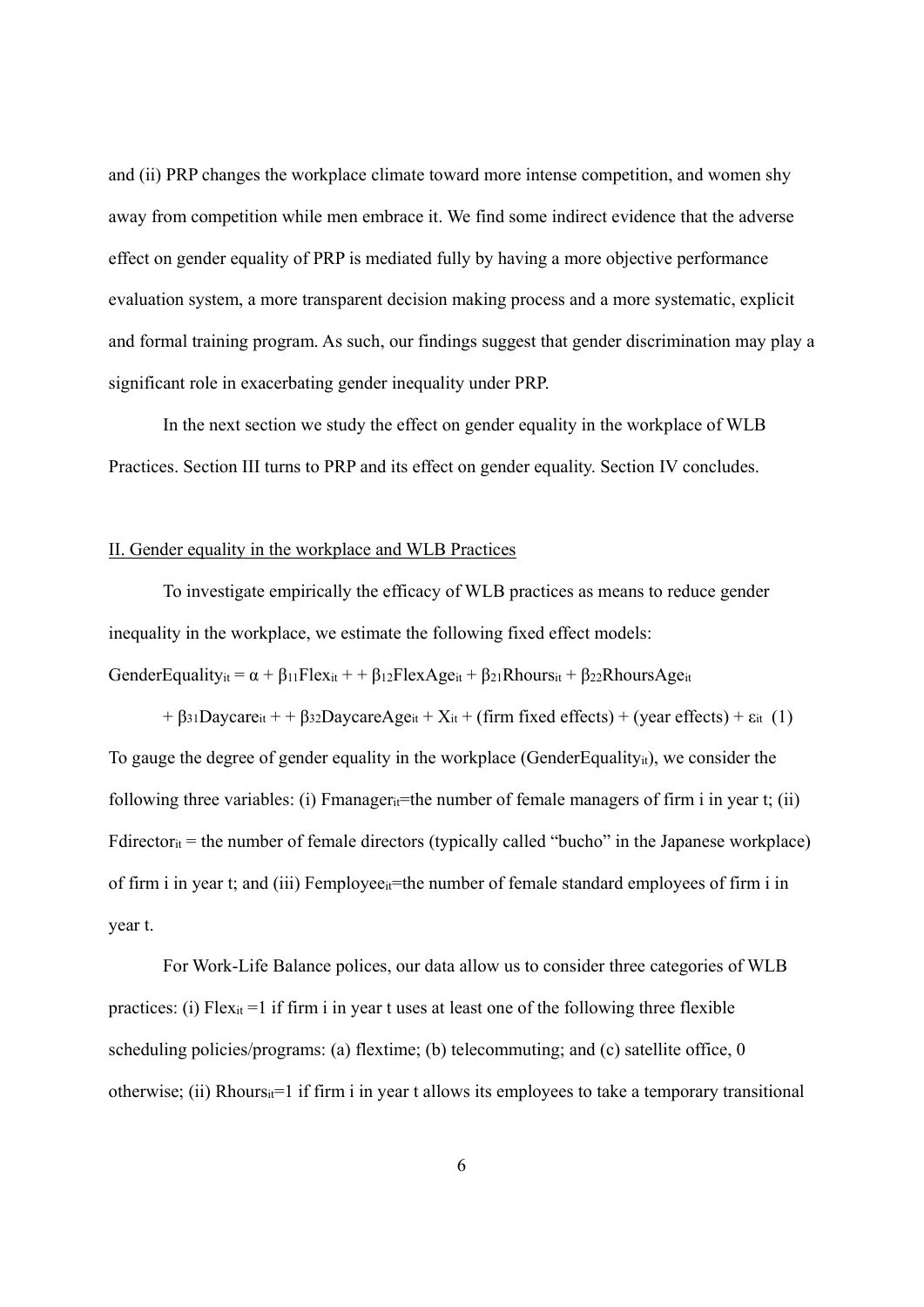and (ii) PRP changes the workplace climate toward more intense competition, and women shy away from competition while men embrace it. We find some indirect evidence that the adverse effect on gender equality of PRP is mediated fully by having a more objective performance evaluation system, a more transparent decision making process and a more systematic, explicit and formal training program. As such, our findings suggest that gender discrimination may play a significant role in exacerbating gender inequality under PRP.

In the next section we study the effect on gender equality in the workplace of WLB Practices. Section III turns to PRP and its effect on gender equality. Section IV concludes.

## II. Gender equality in the workplace and WLB Practices

To investigate empirically the efficacy of WLB practices as means to reduce gender inequality in the workplace, we estimate the following fixed effect models:

$$GenderEquality_{it} = \alpha + \beta_{11}Flex_{it} + + \beta_{12}FlexAge_{it} + \beta_{21}Rhours_{it} + \beta_{22}RhoursAge_{it}$$

$$+ \beta_{31}Daycare_{it} + + \beta_{32}DaycareAge_{it} + X_{it} + \text{(firm fixed effects)} + \text{(year effects)} + \varepsilon_{it} \quad (1)$$

To gauge the degree of gender equality in the workplace ($GenderEquality_{it}$), we consider the following three variables: (i) $Fmanager_{it}$=the number of female managers of firm i in year t; (ii) $Fdirector_{it}$ = the number of female directors (typically called "bucho" in the Japanese workplace) of firm i in year t; and (iii) $Femployee_{it}$=the number of female standard employees of firm i in year t.

For Work-Life Balance polices, our data allow us to consider three categories of WLB practices: (i) $Flex_{it}$ =1 if firm i in year t uses at least one of the following three flexible scheduling policies/programs: (a) flextime; (b) telecommuting; and (c) satellite office, 0 otherwise; (ii) $Rhours_{it}$=1 if firm i in year t allows its employees to take a temporary transitional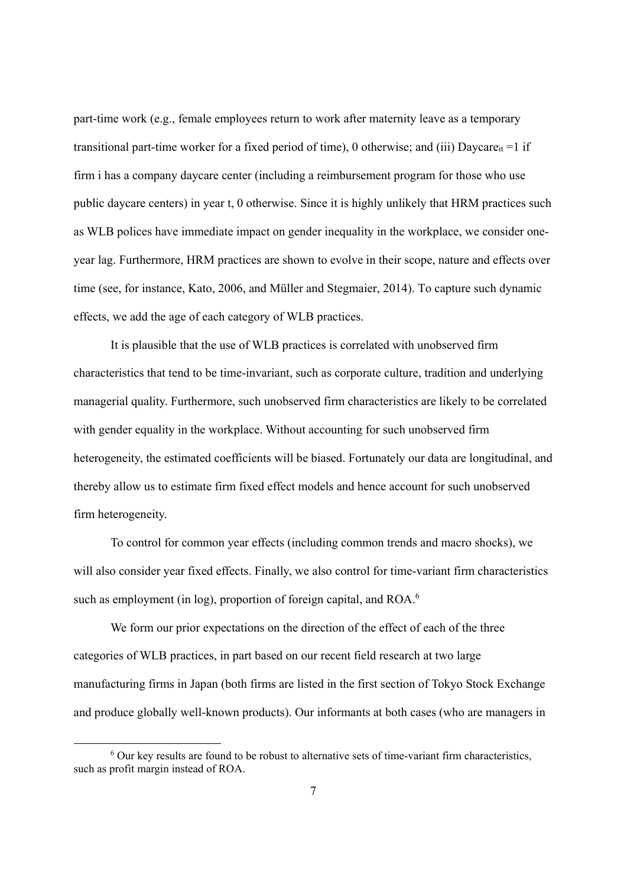part-time work (e.g., female employees return to work after maternity leave as a temporary transitional part-time worker for a fixed period of time), 0 otherwise; and (iii) $Daycare_{it}$ =1 if firm i has a company daycare center (including a reimbursement program for those who use public daycare centers) in year t, 0 otherwise. Since it is highly unlikely that HRM practices such as WLB polices have immediate impact on gender inequality in the workplace, we consider one-year lag. Furthermore, HRM practices are shown to evolve in their scope, nature and effects over time (see, for instance, Kato, 2006, and Müller and Stegmaier, 2014). To capture such dynamic effects, we add the age of each category of WLB practices.

It is plausible that the use of WLB practices is correlated with unobserved firm characteristics that tend to be time-invariant, such as corporate culture, tradition and underlying managerial quality. Furthermore, such unobserved firm characteristics are likely to be correlated with gender equality in the workplace. Without accounting for such unobserved firm heterogeneity, the estimated coefficients will be biased. Fortunately our data are longitudinal, and thereby allow us to estimate firm fixed effect models and hence account for such unobserved firm heterogeneity.

To control for common year effects (including common trends and macro shocks), we will also consider year fixed effects. Finally, we also control for time-variant firm characteristics such as employment (in log), proportion of foreign capital, and ROA.[6]

We form our prior expectations on the direction of the effect of each of the three categories of WLB practices, in part based on our recent field research at two large manufacturing firms in Japan (both firms are listed in the first section of Tokyo Stock Exchange and produce globally well-known products). Our informants at both cases (who are managers in

[6] Our key results are found to be robust to alternative sets of time-variant firm characteristics, such as profit margin instead of ROA.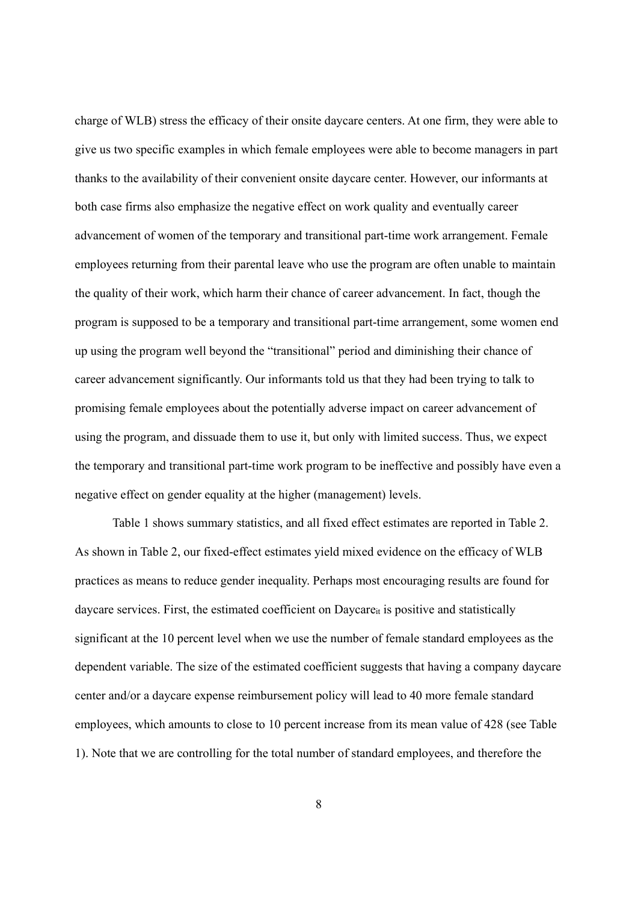charge of WLB) stress the efficacy of their onsite daycare centers. At one firm, they were able to give us two specific examples in which female employees were able to become managers in part thanks to the availability of their convenient onsite daycare center. However, our informants at both case firms also emphasize the negative effect on work quality and eventually career advancement of women of the temporary and transitional part-time work arrangement. Female employees returning from their parental leave who use the program are often unable to maintain the quality of their work, which harm their chance of career advancement. In fact, though the program is supposed to be a temporary and transitional part-time arrangement, some women end up using the program well beyond the "transitional" period and diminishing their chance of career advancement significantly. Our informants told us that they had been trying to talk to promising female employees about the potentially adverse impact on career advancement of using the program, and dissuade them to use it, but only with limited success. Thus, we expect the temporary and transitional part-time work program to be ineffective and possibly have even a negative effect on gender equality at the higher (management) levels.

Table 1 shows summary statistics, and all fixed effect estimates are reported in Table 2. As shown in Table 2, our fixed-effect estimates yield mixed evidence on the efficacy of WLB practices as means to reduce gender inequality. Perhaps most encouraging results are found for daycare services. First, the estimated coefficient on $Daycare_{it}$ is positive and statistically significant at the 10 percent level when we use the number of female standard employees as the dependent variable. The size of the estimated coefficient suggests that having a company daycare center and/or a daycare expense reimbursement policy will lead to 40 more female standard employees, which amounts to close to 10 percent increase from its mean value of 428 (see Table 1). Note that we are controlling for the total number of standard employees, and therefore the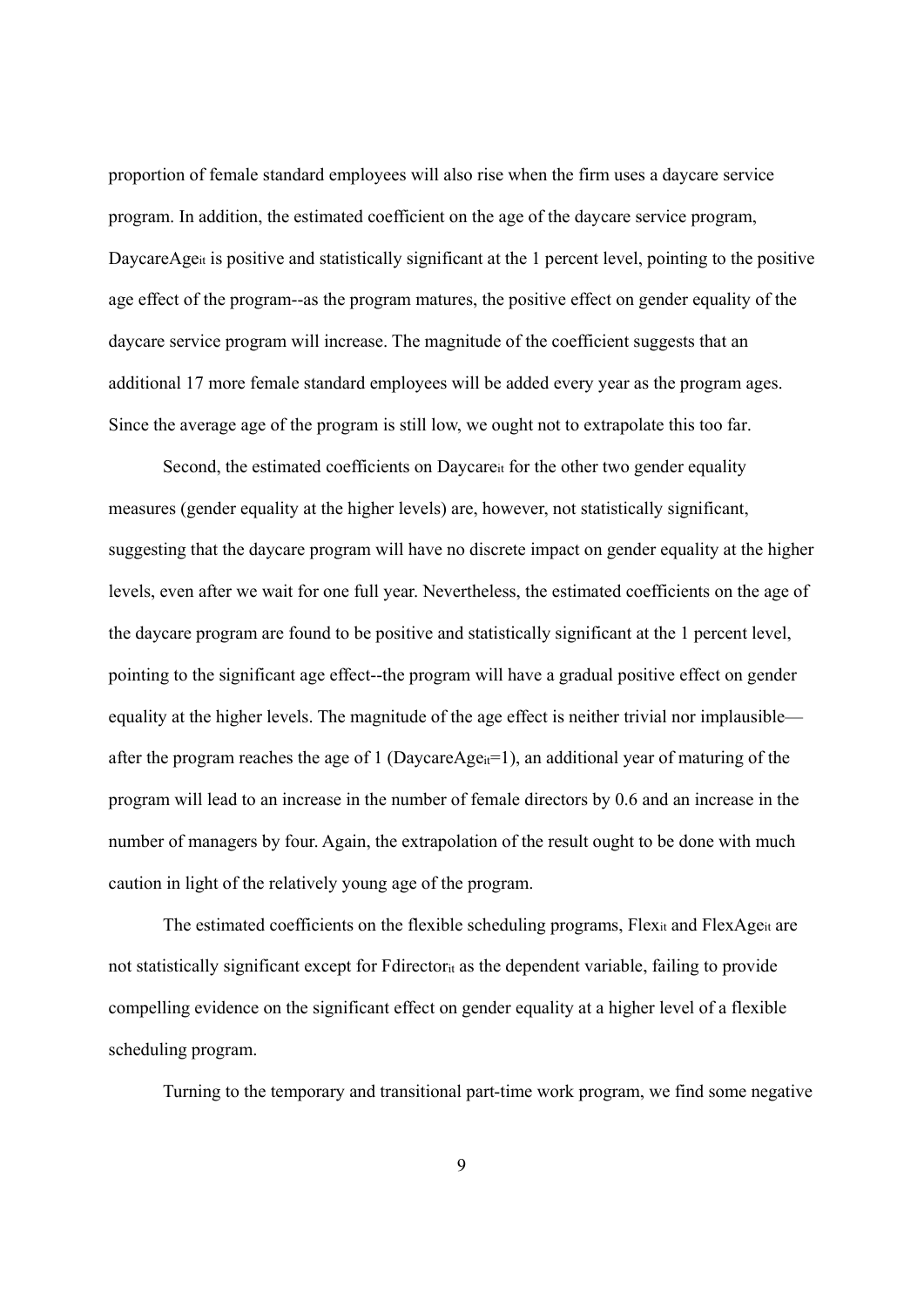proportion of female standard employees will also rise when the firm uses a daycare service program. In addition, the estimated coefficient on the age of the daycare service program, $DaycareAge_{it}$ is positive and statistically significant at the 1 percent level, pointing to the positive age effect of the program--as the program matures, the positive effect on gender equality of the daycare service program will increase. The magnitude of the coefficient suggests that an additional 17 more female standard employees will be added every year as the program ages. Since the average age of the program is still low, we ought not to extrapolate this too far.

Second, the estimated coefficients on $Daycare_{it}$ for the other two gender equality measures (gender equality at the higher levels) are, however, not statistically significant, suggesting that the daycare program will have no discrete impact on gender equality at the higher levels, even after we wait for one full year. Nevertheless, the estimated coefficients on the age of the daycare program are found to be positive and statistically significant at the 1 percent level, pointing to the significant age effect--the program will have a gradual positive effect on gender equality at the higher levels. The magnitude of the age effect is neither trivial nor implausible—after the program reaches the age of 1 ($DaycareAge_{it}=1$), an additional year of maturing of the program will lead to an increase in the number of female directors by 0.6 and an increase in the number of managers by four. Again, the extrapolation of the result ought to be done with much caution in light of the relatively young age of the program.

The estimated coefficients on the flexible scheduling programs, $Flex_{it}$ and $FlexAge_{it}$ are not statistically significant except for $Fdirector_{it}$ as the dependent variable, failing to provide compelling evidence on the significant effect on gender equality at a higher level of a flexible scheduling program.

Turning to the temporary and transitional part-time work program, we find some negative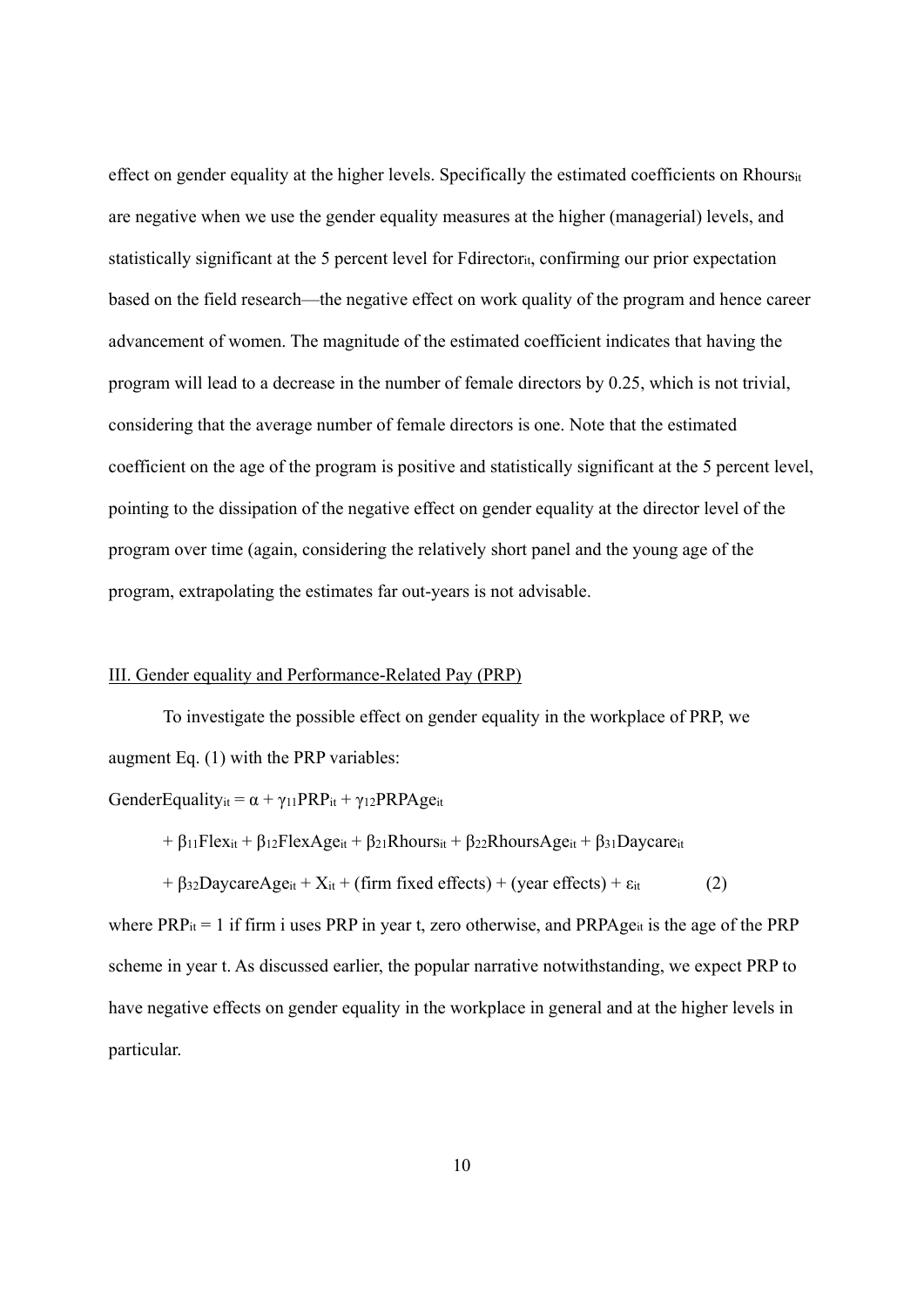effect on gender equality at the higher levels. Specifically the estimated coefficients on $Rhours_{it}$ are negative when we use the gender equality measures at the higher (managerial) levels, and statistically significant at the 5 percent level for $Fdirector_{it}$, confirming our prior expectation based on the field research—the negative effect on work quality of the program and hence career advancement of women. The magnitude of the estimated coefficient indicates that having the program will lead to a decrease in the number of female directors by 0.25, which is not trivial, considering that the average number of female directors is one. Note that the estimated coefficient on the age of the program is positive and statistically significant at the 5 percent level, pointing to the dissipation of the negative effect on gender equality at the director level of the program over time (again, considering the relatively short panel and the young age of the program, extrapolating the estimates far out-years is not advisable.

## III. Gender equality and Performance-Related Pay (PRP)

To investigate the possible effect on gender equality in the workplace of PRP, we augment Eq. (1) with the PRP variables:

$$GenderEquality_{it} = \alpha + \gamma_{11}PRP_{it} + \gamma_{12}PRPAge_{it} + \beta_{11}Flex_{it} + \beta_{12}FlexAge_{it} + \beta_{21}Rhours_{it} + \beta_{22}RhoursAge_{it} + \beta_{31}Daycare_{it} + \beta_{32}DaycareAge_{it} + X_{it} + (\text{firm fixed effects}) + (\text{year effects}) + \varepsilon_{it} \qquad (2)$$

where $PRP_{it} = 1$ if firm i uses PRP in year t, zero otherwise, and $PRPAge_{it}$ is the age of the PRP scheme in year t. As discussed earlier, the popular narrative notwithstanding, we expect PRP to have negative effects on gender equality in the workplace in general and at the higher levels in particular.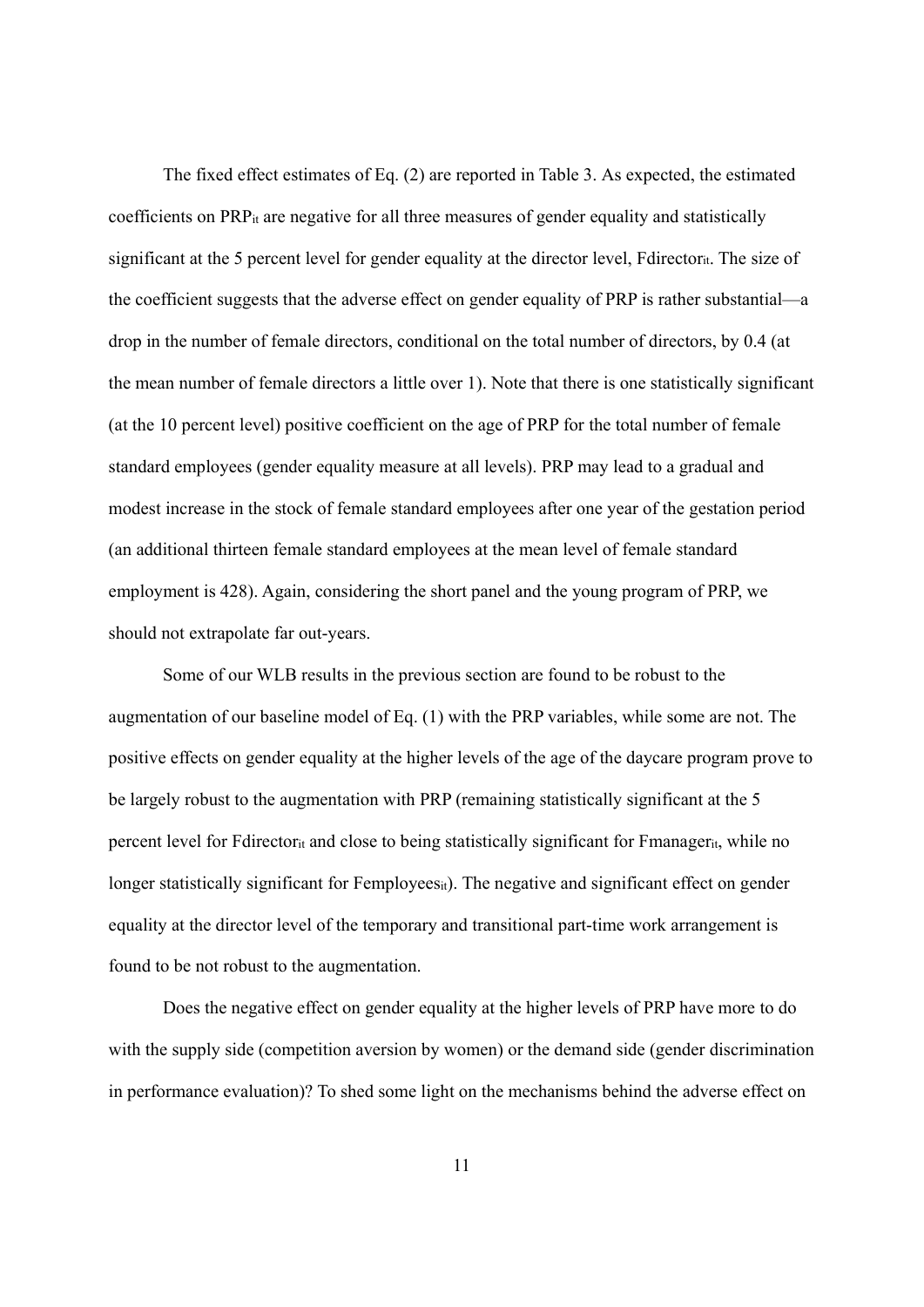The fixed effect estimates of Eq. (2) are reported in Table 3. As expected, the estimated coefficients on $PRP_{it}$ are negative for all three measures of gender equality and statistically significant at the 5 percent level for gender equality at the director level, $Fdirector_{it}$. The size of the coefficient suggests that the adverse effect on gender equality of PRP is rather substantial—a drop in the number of female directors, conditional on the total number of directors, by 0.4 (at the mean number of female directors a little over 1). Note that there is one statistically significant (at the 10 percent level) positive coefficient on the age of PRP for the total number of female standard employees (gender equality measure at all levels). PRP may lead to a gradual and modest increase in the stock of female standard employees after one year of the gestation period (an additional thirteen female standard employees at the mean level of female standard employment is 428). Again, considering the short panel and the young program of PRP, we should not extrapolate far out-years.

Some of our WLB results in the previous section are found to be robust to the augmentation of our baseline model of Eq. (1) with the PRP variables, while some are not. The positive effects on gender equality at the higher levels of the age of the daycare program prove to be largely robust to the augmentation with PRP (remaining statistically significant at the 5 percent level for $Fdirector_{it}$ and close to being statistically significant for $Fmanager_{it}$, while no longer statistically significant for $Femployees_{it}$). The negative and significant effect on gender equality at the director level of the temporary and transitional part-time work arrangement is found to be not robust to the augmentation.

Does the negative effect on gender equality at the higher levels of PRP have more to do with the supply side (competition aversion by women) or the demand side (gender discrimination in performance evaluation)? To shed some light on the mechanisms behind the adverse effect on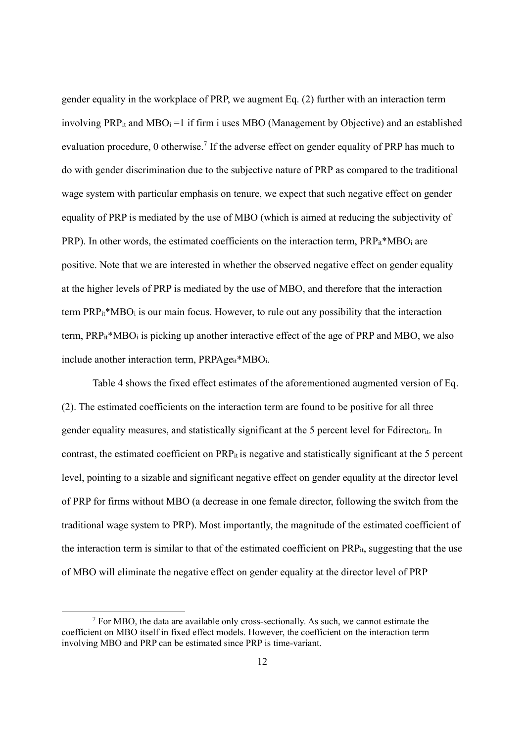gender equality in the workplace of PRP, we augment Eq. (2) further with an interaction term involving $PRP_{it}$ and $MBO_i = 1$ if firm i uses MBO (Management by Objective) and an established evaluation procedure, 0 otherwise.[7] If the adverse effect on gender equality of PRP has much to do with gender discrimination due to the subjective nature of PRP as compared to the traditional wage system with particular emphasis on tenure, we expect that such negative effect on gender equality of PRP is mediated by the use of MBO (which is aimed at reducing the subjectivity of PRP). In other words, the estimated coefficients on the interaction term, $PRP_{it}*MBO_i$ are positive. Note that we are interested in whether the observed negative effect on gender equality at the higher levels of PRP is mediated by the use of MBO, and therefore that the interaction term $PRP_{it}*MBO_i$ is our main focus. However, to rule out any possibility that the interaction term, $PRP_{it}*MBO_i$ is picking up another interactive effect of the age of PRP and MBO, we also include another interaction term, $PRPAge_{it}*MBO_i$.

Table 4 shows the fixed effect estimates of the aforementioned augmented version of Eq. (2). The estimated coefficients on the interaction term are found to be positive for all three gender equality measures, and statistically significant at the 5 percent level for $Fdirector_{it}$. In contrast, the estimated coefficient on $PRP_{it}$ is negative and statistically significant at the 5 percent level, pointing to a sizable and significant negative effect on gender equality at the director level of PRP for firms without MBO (a decrease in one female director, following the switch from the traditional wage system to PRP). Most importantly, the magnitude of the estimated coefficient of the interaction term is similar to that of the estimated coefficient on $PRP_{it}$, suggesting that the use of MBO will eliminate the negative effect on gender equality at the director level of PRP

[7] For MBO, the data are available only cross-sectionally. As such, we cannot estimate the coefficient on MBO itself in fixed effect models. However, the coefficient on the interaction term involving MBO and PRP can be estimated since PRP is time-variant.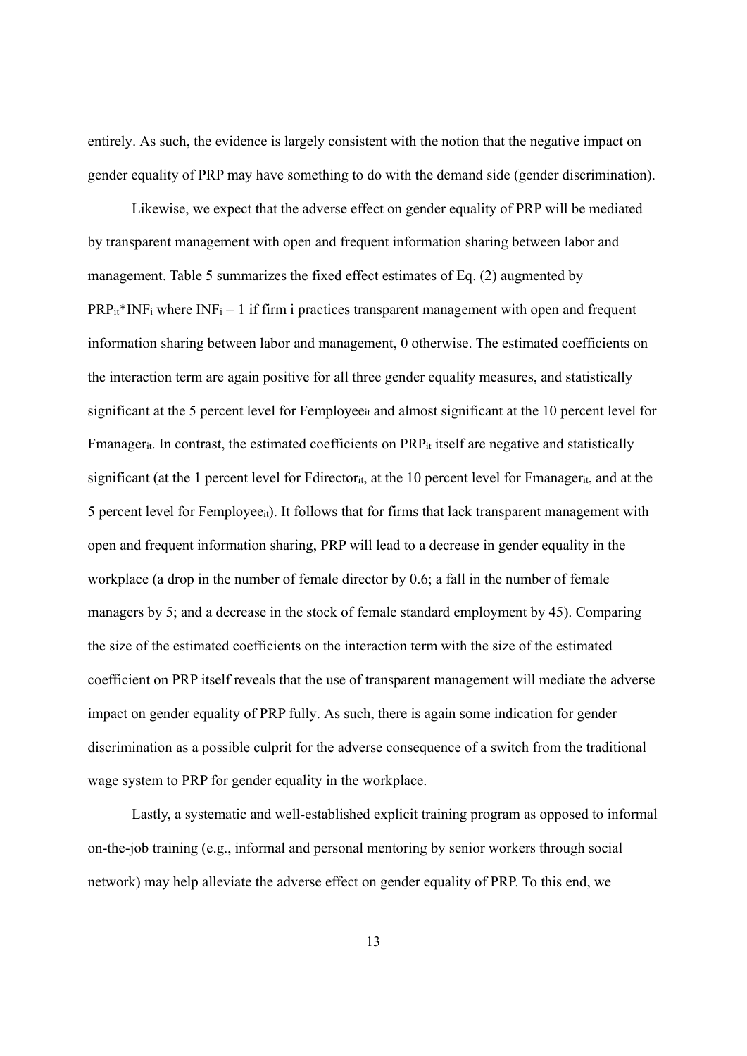entirely. As such, the evidence is largely consistent with the notion that the negative impact on gender equality of PRP may have something to do with the demand side (gender discrimination).

Likewise, we expect that the adverse effect on gender equality of PRP will be mediated by transparent management with open and frequent information sharing between labor and management. Table 5 summarizes the fixed effect estimates of Eq. (2) augmented by $PRP_{it}$*$INF_i$ where $INF_i = 1$ if firm i practices transparent management with open and frequent information sharing between labor and management, 0 otherwise. The estimated coefficients on the interaction term are again positive for all three gender equality measures, and statistically significant at the 5 percent level for $Femployee_{it}$ and almost significant at the 10 percent level for $Fmanager_{it}$. In contrast, the estimated coefficients on $PRP_{it}$ itself are negative and statistically significant (at the 1 percent level for $Fdirector_{it}$, at the 10 percent level for $Fmanager_{it}$, and at the 5 percent level for $Femployee_{it}$). It follows that for firms that lack transparent management with open and frequent information sharing, PRP will lead to a decrease in gender equality in the workplace (a drop in the number of female director by 0.6; a fall in the number of female managers by 5; and a decrease in the stock of female standard employment by 45). Comparing the size of the estimated coefficients on the interaction term with the size of the estimated coefficient on PRP itself reveals that the use of transparent management will mediate the adverse impact on gender equality of PRP fully. As such, there is again some indication for gender discrimination as a possible culprit for the adverse consequence of a switch from the traditional wage system to PRP for gender equality in the workplace.

Lastly, a systematic and well-established explicit training program as opposed to informal on-the-job training (e.g., informal and personal mentoring by senior workers through social network) may help alleviate the adverse effect on gender equality of PRP. To this end, we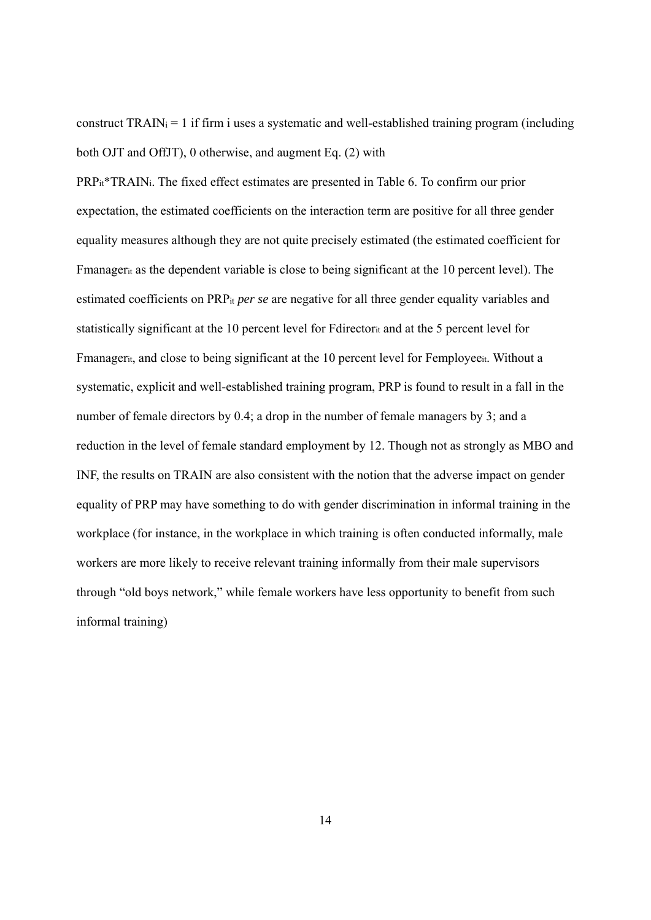construct $TRAIN_i = 1$ if firm i uses a systematic and well-established training program (including both OJT and OffJT), 0 otherwise, and augment Eq. (2) with

$PRP_{it}*TRAIN_i$. The fixed effect estimates are presented in Table 6. To confirm our prior expectation, the estimated coefficients on the interaction term are positive for all three gender equality measures although they are not quite precisely estimated (the estimated coefficient for $Fmanager_{it}$ as the dependent variable is close to being significant at the 10 percent level). The estimated coefficients on $PRP_{it}$ *per se* are negative for all three gender equality variables and statistically significant at the 10 percent level for $Fdirector_{it}$ and at the 5 percent level for $Fmanager_{it}$, and close to being significant at the 10 percent level for $Femployee_{it}$. Without a systematic, explicit and well-established training program, PRP is found to result in a fall in the number of female directors by 0.4; a drop in the number of female managers by 3; and a reduction in the level of female standard employment by 12. Though not as strongly as MBO and INF, the results on TRAIN are also consistent with the notion that the adverse impact on gender equality of PRP may have something to do with gender discrimination in informal training in the workplace (for instance, in the workplace in which training is often conducted informally, male workers are more likely to receive relevant training informally from their male supervisors through "old boys network," while female workers have less opportunity to benefit from such informal training)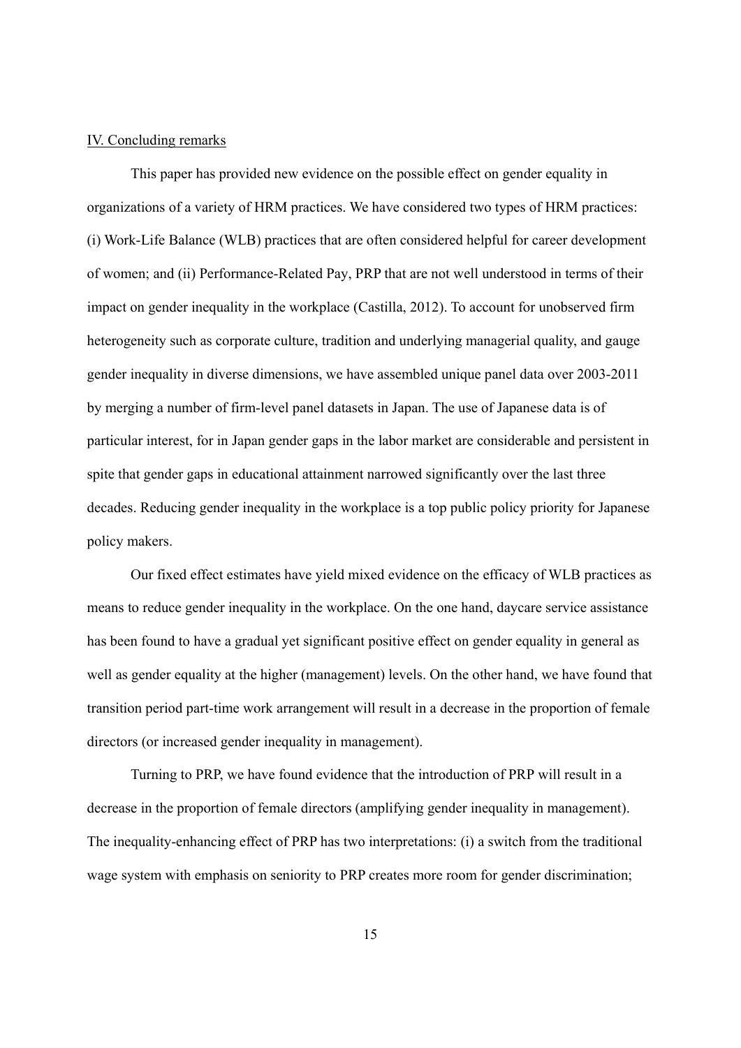## IV. Concluding remarks

This paper has provided new evidence on the possible effect on gender equality in organizations of a variety of HRM practices. We have considered two types of HRM practices: (i) Work-Life Balance (WLB) practices that are often considered helpful for career development of women; and (ii) Performance-Related Pay, PRP that are not well understood in terms of their impact on gender inequality in the workplace (Castilla, 2012). To account for unobserved firm heterogeneity such as corporate culture, tradition and underlying managerial quality, and gauge gender inequality in diverse dimensions, we have assembled unique panel data over 2003-2011 by merging a number of firm-level panel datasets in Japan. The use of Japanese data is of particular interest, for in Japan gender gaps in the labor market are considerable and persistent in spite that gender gaps in educational attainment narrowed significantly over the last three decades. Reducing gender inequality in the workplace is a top public policy priority for Japanese policy makers.

Our fixed effect estimates have yield mixed evidence on the efficacy of WLB practices as means to reduce gender inequality in the workplace. On the one hand, daycare service assistance has been found to have a gradual yet significant positive effect on gender equality in general as well as gender equality at the higher (management) levels. On the other hand, we have found that transition period part-time work arrangement will result in a decrease in the proportion of female directors (or increased gender inequality in management).

Turning to PRP, we have found evidence that the introduction of PRP will result in a decrease in the proportion of female directors (amplifying gender inequality in management). The inequality-enhancing effect of PRP has two interpretations: (i) a switch from the traditional wage system with emphasis on seniority to PRP creates more room for gender discrimination;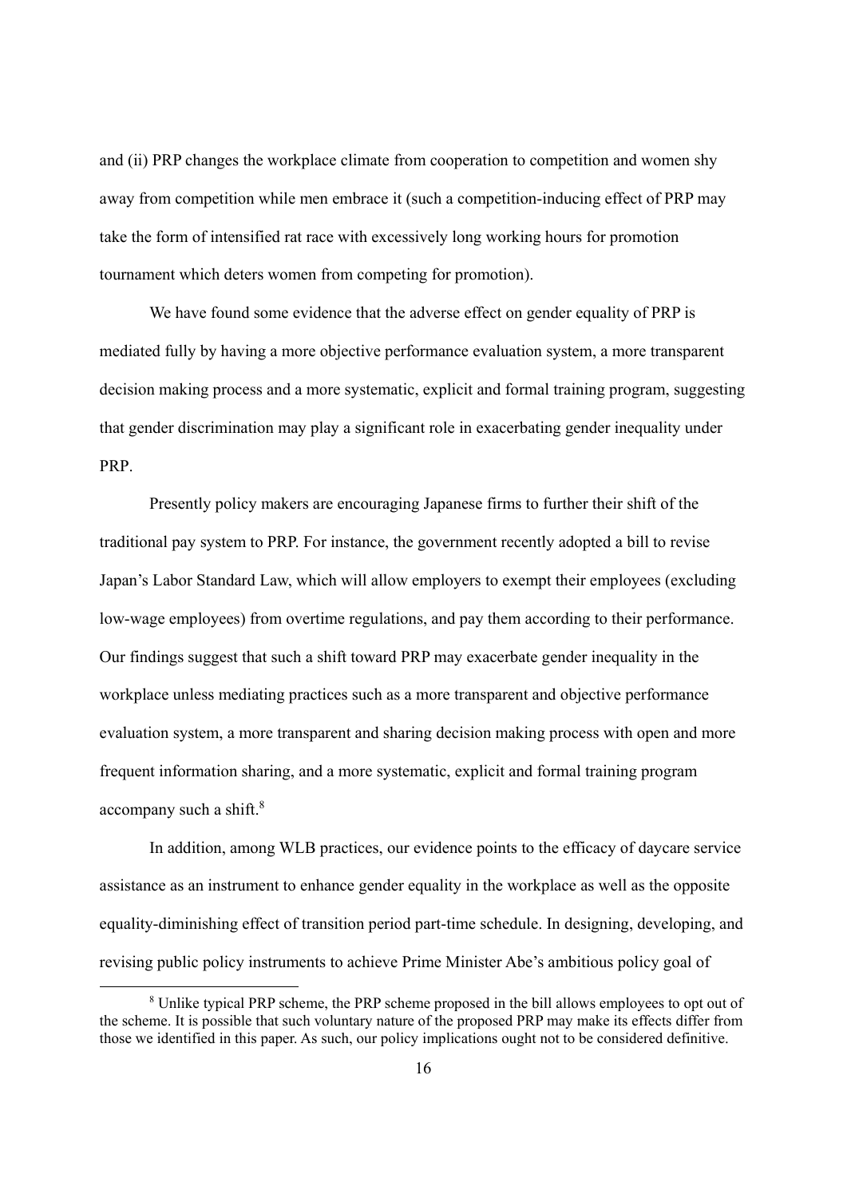and (ii) PRP changes the workplace climate from cooperation to competition and women shy away from competition while men embrace it (such a competition-inducing effect of PRP may take the form of intensified rat race with excessively long working hours for promotion tournament which deters women from competing for promotion).

We have found some evidence that the adverse effect on gender equality of PRP is mediated fully by having a more objective performance evaluation system, a more transparent decision making process and a more systematic, explicit and formal training program, suggesting that gender discrimination may play a significant role in exacerbating gender inequality under PRP.

Presently policy makers are encouraging Japanese firms to further their shift of the traditional pay system to PRP. For instance, the government recently adopted a bill to revise Japan's Labor Standard Law, which will allow employers to exempt their employees (excluding low-wage employees) from overtime regulations, and pay them according to their performance. Our findings suggest that such a shift toward PRP may exacerbate gender inequality in the workplace unless mediating practices such as a more transparent and objective performance evaluation system, a more transparent and sharing decision making process with open and more frequent information sharing, and a more systematic, explicit and formal training program accompany such a shift.[8]

In addition, among WLB practices, our evidence points to the efficacy of daycare service assistance as an instrument to enhance gender equality in the workplace as well as the opposite equality-diminishing effect of transition period part-time schedule. In designing, developing, and revising public policy instruments to achieve Prime Minister Abe's ambitious policy goal of

[8] Unlike typical PRP scheme, the PRP scheme proposed in the bill allows employees to opt out of the scheme. It is possible that such voluntary nature of the proposed PRP may make its effects differ from those we identified in this paper. As such, our policy implications ought not to be considered definitive.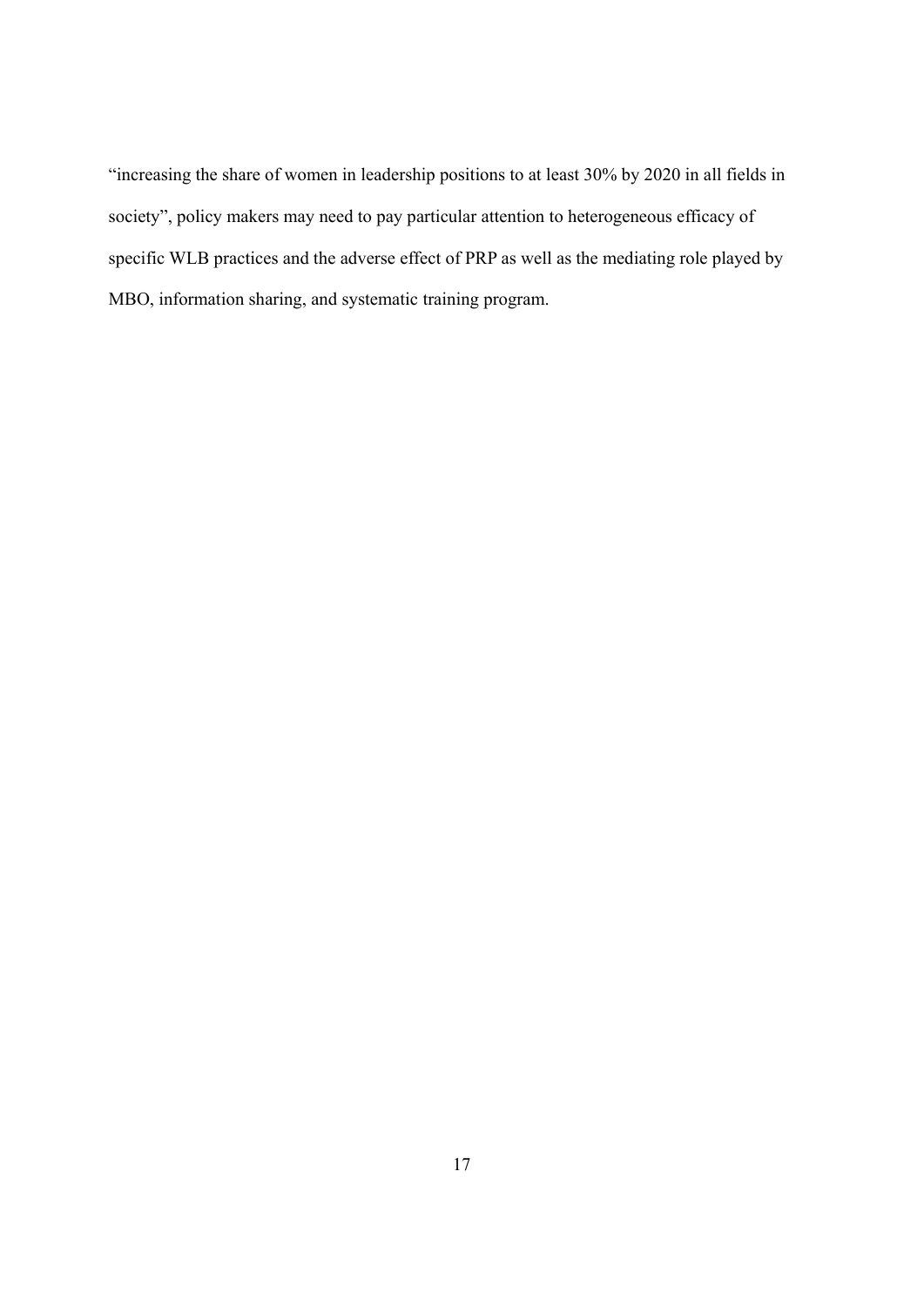"increasing the share of women in leadership positions to at least 30% by 2020 in all fields in society", policy makers may need to pay particular attention to heterogeneous efficacy of specific WLB practices and the adverse effect of PRP as well as the mediating role played by MBO, information sharing, and systematic training program.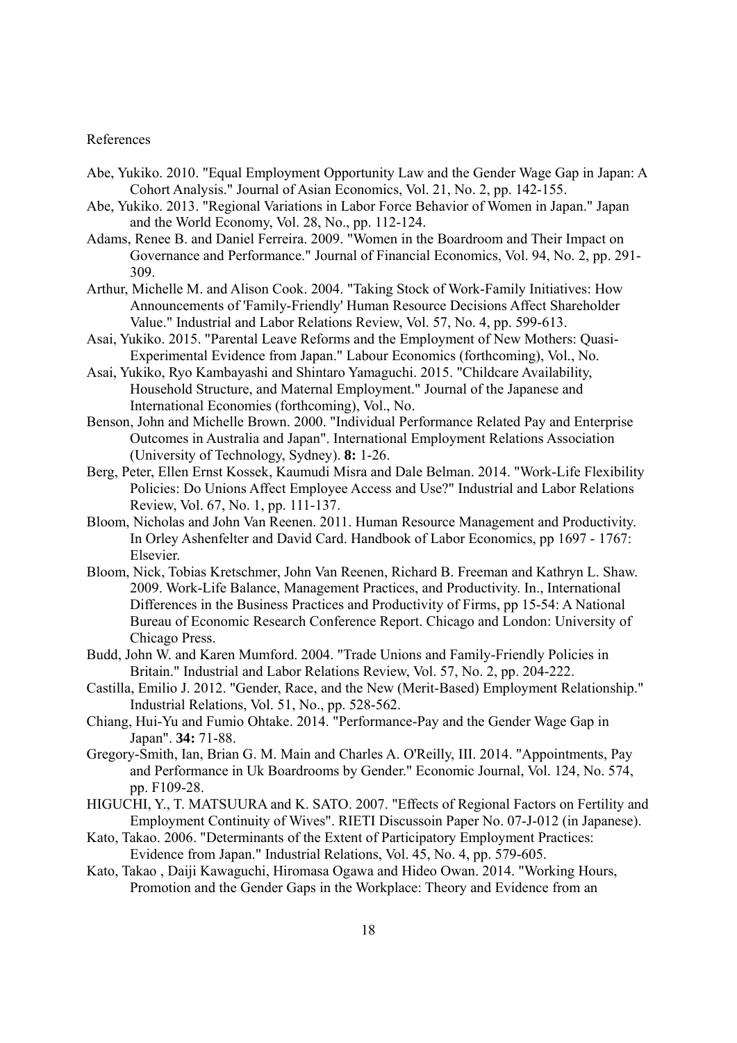References

Abe, Yukiko. 2010. "Equal Employment Opportunity Law and the Gender Wage Gap in Japan: A Cohort Analysis." Journal of Asian Economics, Vol. 21, No. 2, pp. 142-155.

Abe, Yukiko. 2013. "Regional Variations in Labor Force Behavior of Women in Japan." Japan and the World Economy, Vol. 28, No., pp. 112-124.

Adams, Renee B. and Daniel Ferreira. 2009. "Women in the Boardroom and Their Impact on Governance and Performance." Journal of Financial Economics, Vol. 94, No. 2, pp. 291-309.

Arthur, Michelle M. and Alison Cook. 2004. "Taking Stock of Work-Family Initiatives: How Announcements of 'Family-Friendly' Human Resource Decisions Affect Shareholder Value." Industrial and Labor Relations Review, Vol. 57, No. 4, pp. 599-613.

Asai, Yukiko. 2015. "Parental Leave Reforms and the Employment of New Mothers: Quasi-Experimental Evidence from Japan." Labour Economics (forthcoming), Vol., No.

Asai, Yukiko, Ryo Kambayashi and Shintaro Yamaguchi. 2015. "Childcare Availability, Household Structure, and Maternal Employment." Journal of the Japanese and International Economies (forthcoming), Vol., No.

Benson, John and Michelle Brown. 2000. "Individual Performance Related Pay and Enterprise Outcomes in Australia and Japan". International Employment Relations Association (University of Technology, Sydney). **8:** 1-26.

Berg, Peter, Ellen Ernst Kossek, Kaumudi Misra and Dale Belman. 2014. "Work-Life Flexibility Policies: Do Unions Affect Employee Access and Use?" Industrial and Labor Relations Review, Vol. 67, No. 1, pp. 111-137.

Bloom, Nicholas and John Van Reenen. 2011. Human Resource Management and Productivity. In Orley Ashenfelter and David Card. Handbook of Labor Economics, pp 1697 - 1767: Elsevier.

Bloom, Nick, Tobias Kretschmer, John Van Reenen, Richard B. Freeman and Kathryn L. Shaw. 2009. Work-Life Balance, Management Practices, and Productivity. In., International Differences in the Business Practices and Productivity of Firms, pp 15-54: A National Bureau of Economic Research Conference Report. Chicago and London: University of Chicago Press.

Budd, John W. and Karen Mumford. 2004. "Trade Unions and Family-Friendly Policies in Britain." Industrial and Labor Relations Review, Vol. 57, No. 2, pp. 204-222.

Castilla, Emilio J. 2012. "Gender, Race, and the New (Merit-Based) Employment Relationship." Industrial Relations, Vol. 51, No., pp. 528-562.

Chiang, Hui-Yu and Fumio Ohtake. 2014. "Performance-Pay and the Gender Wage Gap in Japan". **34:** 71-88.

Gregory-Smith, Ian, Brian G. M. Main and Charles A. O'Reilly, III. 2014. "Appointments, Pay and Performance in Uk Boardrooms by Gender." Economic Journal, Vol. 124, No. 574, pp. F109-28.

HIGUCHI, Y., T. MATSUURA and K. SATO. 2007. "Effects of Regional Factors on Fertility and Employment Continuity of Wives". RIETI Discussoin Paper No. 07-J-012 (in Japanese).

Kato, Takao. 2006. "Determinants of the Extent of Participatory Employment Practices: Evidence from Japan." Industrial Relations, Vol. 45, No. 4, pp. 579-605.

Kato, Takao , Daiji Kawaguchi, Hiromasa Ogawa and Hideo Owan. 2014. "Working Hours, Promotion and the Gender Gaps in the Workplace: Theory and Evidence from an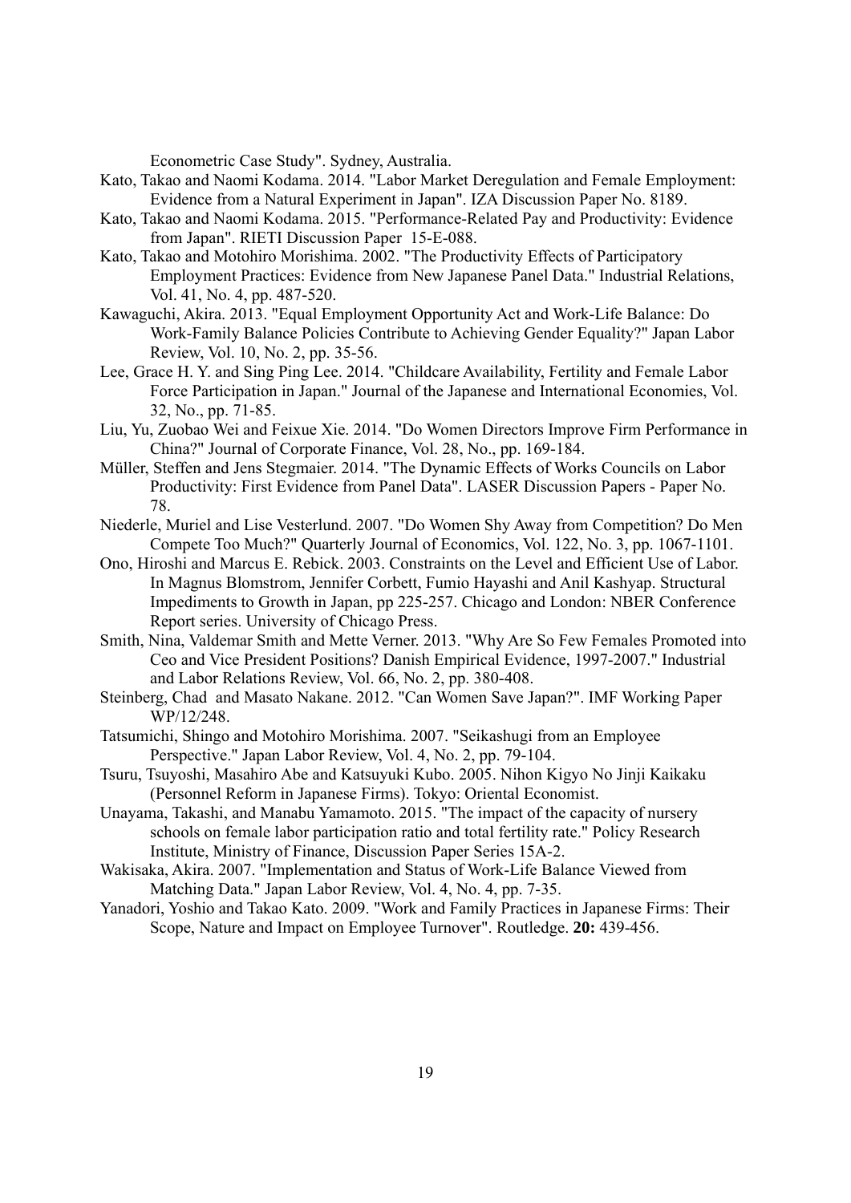Econometric Case Study". Sydney, Australia.

Kato, Takao and Naomi Kodama. 2014. "Labor Market Deregulation and Female Employment: Evidence from a Natural Experiment in Japan". IZA Discussion Paper No. 8189.

Kato, Takao and Naomi Kodama. 2015. "Performance-Related Pay and Productivity: Evidence from Japan". RIETI Discussion Paper 15-E-088.

Kato, Takao and Motohiro Morishima. 2002. "The Productivity Effects of Participatory Employment Practices: Evidence from New Japanese Panel Data." Industrial Relations, Vol. 41, No. 4, pp. 487-520.

Kawaguchi, Akira. 2013. "Equal Employment Opportunity Act and Work-Life Balance: Do Work-Family Balance Policies Contribute to Achieving Gender Equality?" Japan Labor Review, Vol. 10, No. 2, pp. 35-56.

Lee, Grace H. Y. and Sing Ping Lee. 2014. "Childcare Availability, Fertility and Female Labor Force Participation in Japan." Journal of the Japanese and International Economies, Vol. 32, No., pp. 71-85.

Liu, Yu, Zuobao Wei and Feixue Xie. 2014. "Do Women Directors Improve Firm Performance in China?" Journal of Corporate Finance, Vol. 28, No., pp. 169-184.

Müller, Steffen and Jens Stegmaier. 2014. "The Dynamic Effects of Works Councils on Labor Productivity: First Evidence from Panel Data". LASER Discussion Papers - Paper No. 78.

Niederle, Muriel and Lise Vesterlund. 2007. "Do Women Shy Away from Competition? Do Men Compete Too Much?" Quarterly Journal of Economics, Vol. 122, No. 3, pp. 1067-1101.

Ono, Hiroshi and Marcus E. Rebick. 2003. Constraints on the Level and Efficient Use of Labor. In Magnus Blomstrom, Jennifer Corbett, Fumio Hayashi and Anil Kashyap. Structural Impediments to Growth in Japan, pp 225-257. Chicago and London: NBER Conference Report series. University of Chicago Press.

Smith, Nina, Valdemar Smith and Mette Verner. 2013. "Why Are So Few Females Promoted into Ceo and Vice President Positions? Danish Empirical Evidence, 1997-2007." Industrial and Labor Relations Review, Vol. 66, No. 2, pp. 380-408.

Steinberg, Chad and Masato Nakane. 2012. "Can Women Save Japan?". IMF Working Paper WP/12/248.

Tatsumichi, Shingo and Motohiro Morishima. 2007. "Seikashugi from an Employee Perspective." Japan Labor Review, Vol. 4, No. 2, pp. 79-104.

Tsuru, Tsuyoshi, Masahiro Abe and Katsuyuki Kubo. 2005. Nihon Kigyo No Jinji Kaikaku (Personnel Reform in Japanese Firms). Tokyo: Oriental Economist.

Unayama, Takashi, and Manabu Yamamoto. 2015. "The impact of the capacity of nursery schools on female labor participation ratio and total fertility rate." Policy Research Institute, Ministry of Finance, Discussion Paper Series 15A-2.

Wakisaka, Akira. 2007. "Implementation and Status of Work-Life Balance Viewed from Matching Data." Japan Labor Review, Vol. 4, No. 4, pp. 7-35.

Yanadori, Yoshio and Takao Kato. 2009. "Work and Family Practices in Japanese Firms: Their Scope, Nature and Impact on Employee Turnover". Routledge. **20:** 439-456.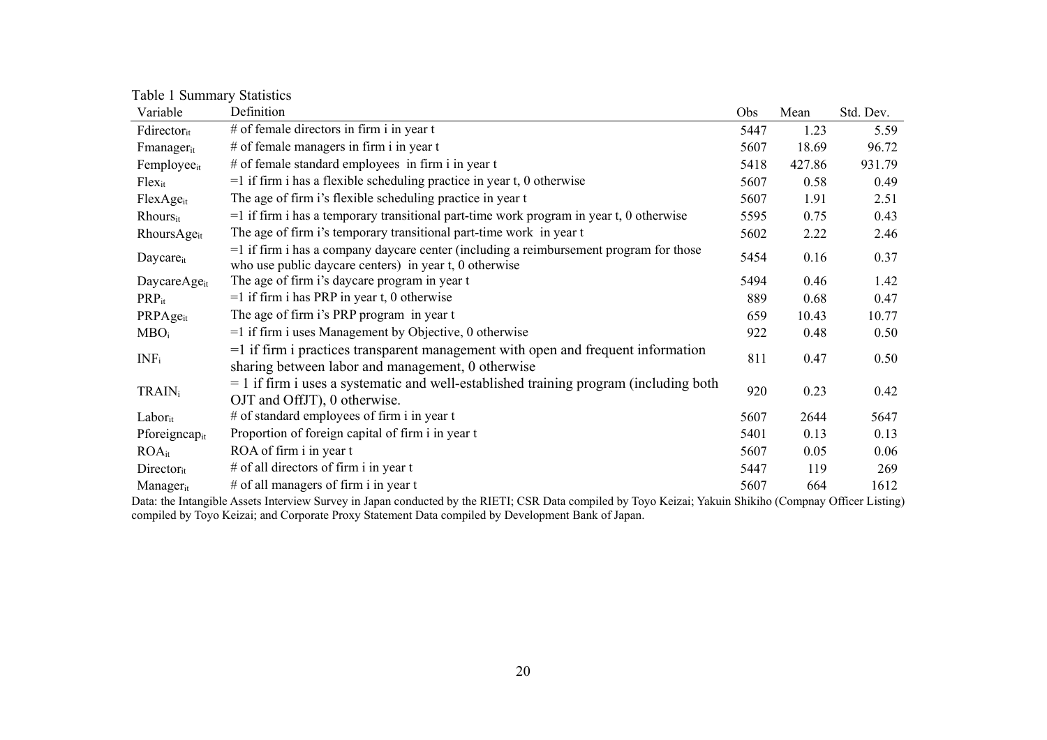Table 1 Summary Statistics

| Variable | Definition | Obs | Mean | Std. Dev. |
|---|---|---|---|---|
| $Fdirector_{it}$ | # of female directors in firm i in year t | 5447 | 1.23 | 5.59 |
| $Fmanager_{it}$ | # of female managers in firm i in year t | 5607 | 18.69 | 96.72 |
| $Femployee_{it}$ | # of female standard employees in firm i in year t | 5418 | 427.86 | 931.79 |
| $Flex_{it}$ | =1 if firm i has a flexible scheduling practice in year t, 0 otherwise | 5607 | 0.58 | 0.49 |
| $FlexAge_{it}$ | The age of firm i's flexible scheduling practice in year t | 5607 | 1.91 | 2.51 |
| $Rhours_{it}$ | =1 if firm i has a temporary transitional part-time work program in year t, 0 otherwise | 5595 | 0.75 | 0.43 |
| $RhoursAge_{it}$ | The age of firm i's temporary transitional part-time work in year t | 5602 | 2.22 | 2.46 |
| $Daycare_{it}$ | =1 if firm i has a company daycare center (including a reimbursement program for those who use public daycare centers) in year t, 0 otherwise | 5454 | 0.16 | 0.37 |
| $DaycareAge_{it}$ | The age of firm i's daycare program in year t | 5494 | 0.46 | 1.42 |
| $PRP_{it}$ | =1 if firm i has PRP in year t, 0 otherwise | 889 | 0.68 | 0.47 |
| $PRPAge_{it}$ | The age of firm i's PRP program in year t | 659 | 10.43 | 10.77 |
| $MBO_{i}$ | =1 if firm i uses Management by Objective, 0 otherwise | 922 | 0.48 | 0.50 |
| $INF_{i}$ | =1 if firm i practices transparent management with open and frequent information sharing between labor and management, 0 otherwise | 811 | 0.47 | 0.50 |
| $TRAIN_{i}$ | = 1 if firm i uses a systematic and well-established training program (including both OJT and OffJT), 0 otherwise. | 920 | 0.23 | 0.42 |
| $Labor_{it}$ | # of standard employees of firm i in year t | 5607 | 2644 | 5647 |
| $Pforeigncap_{it}$ | Proportion of foreign capital of firm i in year t | 5401 | 0.13 | 0.13 |
| $ROA_{it}$ | ROA of firm i in year t | 5607 | 0.05 | 0.06 |
| $Director_{it}$ | # of all directors of firm i in year t | 5447 | 119 | 269 |
| $Manager_{it}$ | # of all managers of firm i in year t | 5607 | 664 | 1612 |

Data: the Intangible Assets Interview Survey in Japan conducted by the RIETI; CSR Data compiled by Toyo Keizai; Yakuin Shikiho (Compnay Officer Listing) compiled by Toyo Keizai; and Corporate Proxy Statement Data compiled by Development Bank of Japan.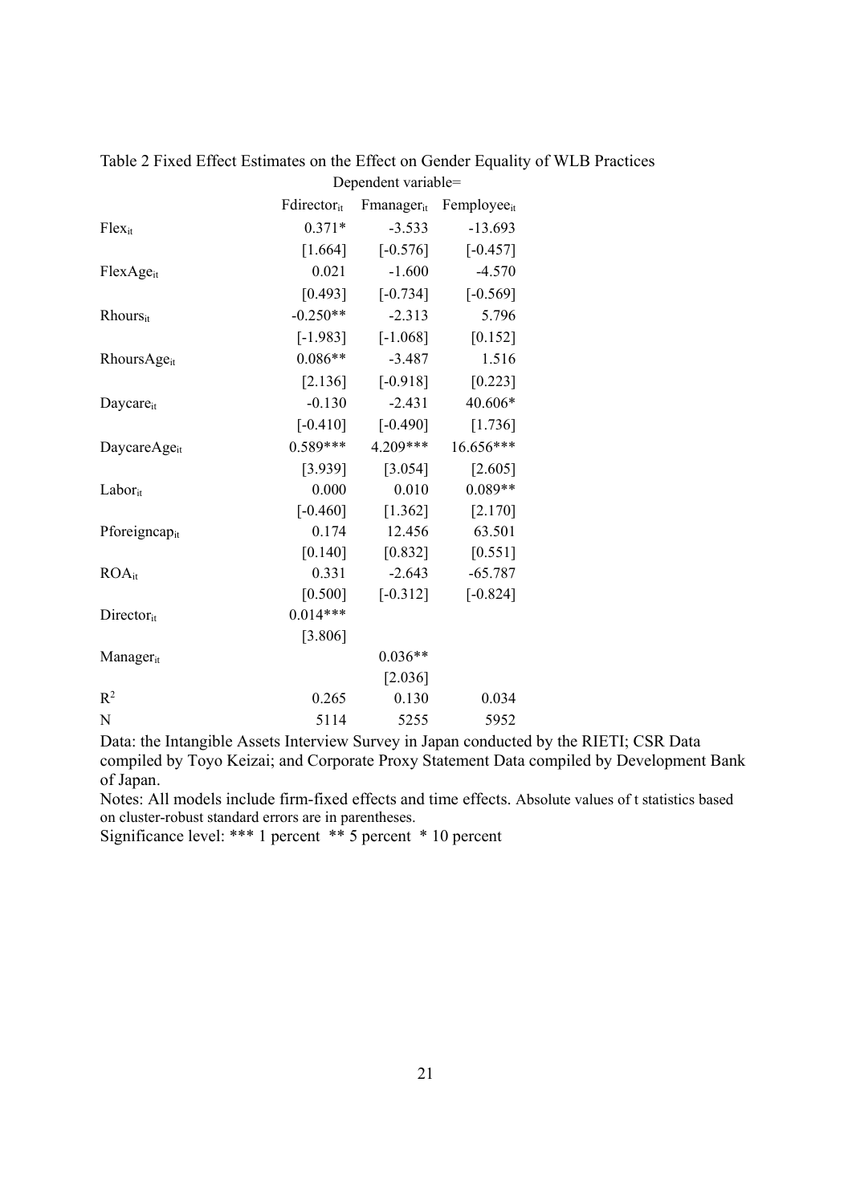Table 2 Fixed Effect Estimates on the Effect on Gender Equality of WLB Practices

| | Dependent variable= | | |
|---|---|---|---|
| | $Fdirector_{it}$ | $Fmanager_{it}$ | $Femployee_{it}$ |
| $Flex_{it}$ | 0.371* | -3.533 | -13.693 |
| | [1.664] | [-0.576] | [-0.457] |
| $FlexAge_{it}$ | 0.021 | -1.600 | -4.570 |
| | [0.493] | [-0.734] | [-0.569] |
| $Rhours_{it}$ | -0.250** | -2.313 | 5.796 |
| | [-1.983] | [-1.068] | [0.152] |
| $RhoursAge_{it}$ | 0.086** | -3.487 | 1.516 |
| | [2.136] | [-0.918] | [0.223] |
| $Daycare_{it}$ | -0.130 | -2.431 | 40.606* |
| | [-0.410] | [-0.490] | [1.736] |
| $DaycareAge_{it}$ | 0.589*** | 4.209*** | 16.656*** |
| | [3.939] | [3.054] | [2.605] |
| $Labor_{it}$ | 0.000 | 0.010 | 0.089** |
| | [-0.460] | [1.362] | [2.170] |
| $Pforeigncap_{it}$ | 0.174 | 12.456 | 63.501 |
| | [0.140] | [0.832] | [0.551] |
| $ROA_{it}$ | 0.331 | -2.643 | -65.787 |
| | [0.500] | [-0.312] | [-0.824] |
| $Director_{it}$ | 0.014*** | | |
| | [3.806] | | |
| $Manager_{it}$ | | 0.036** | |
| | | [2.036] | |
| $R^2$ | 0.265 | 0.130 | 0.034 |
| N | 5114 | 5255 | 5952 |

Data: the Intangible Assets Interview Survey in Japan conducted by the RIETI; CSR Data compiled by Toyo Keizai; and Corporate Proxy Statement Data compiled by Development Bank of Japan.

Notes: All models include firm-fixed effects and time effects. Absolute values of t statistics based on cluster-robust standard errors are in parentheses.

Significance level: *** 1 percent ** 5 percent * 10 percent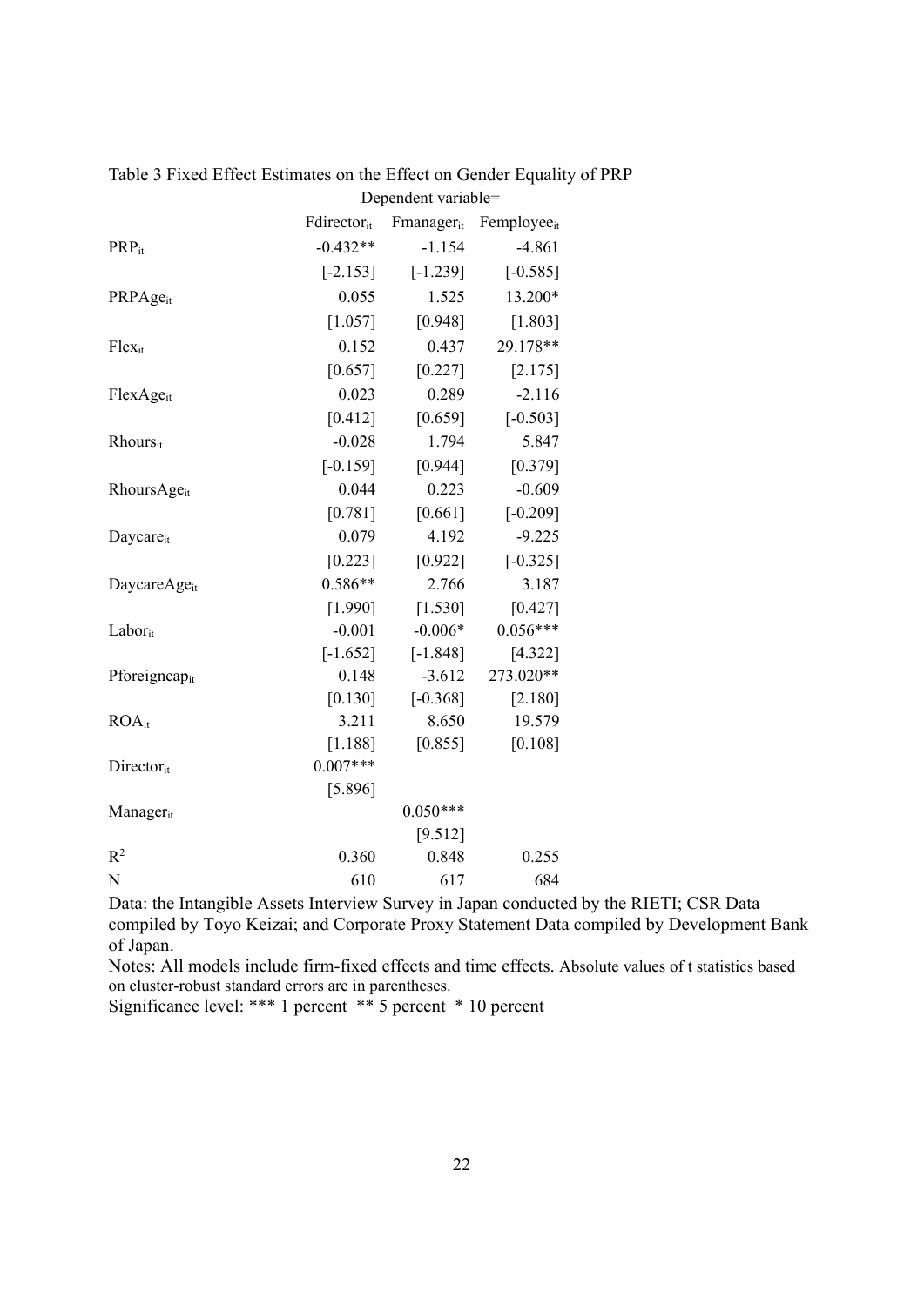Table 3 Fixed Effect Estimates on the Effect on Gender Equality of PRP

| | Dependent variable= | | |
|---|---|---|---|
| | $Fdirector_{it}$ | $Fmanager_{it}$ | $Femployee_{it}$ |
| $PRP_{it}$ | -0.432** | -1.154 | -4.861 |
| | [-2.153] | [-1.239] | [-0.585] |
| $PRPAge_{it}$ | 0.055 | 1.525 | 13.200* |
| | [1.057] | [0.948] | [1.803] |
| $Flex_{it}$ | 0.152 | 0.437 | 29.178** |
| | [0.657] | [0.227] | [2.175] |
| $FlexAge_{it}$ | 0.023 | 0.289 | -2.116 |
| | [0.412] | [0.659] | [-0.503] |
| $Rhours_{it}$ | -0.028 | 1.794 | 5.847 |
| | [-0.159] | [0.944] | [0.379] |
| $RhoursAge_{it}$ | 0.044 | 0.223 | -0.609 |
| | [0.781] | [0.661] | [-0.209] |
| $Daycare_{it}$ | 0.079 | 4.192 | -9.225 |
| | [0.223] | [0.922] | [-0.325] |
| $DaycareAge_{it}$ | 0.586** | 2.766 | 3.187 |
| | [1.990] | [1.530] | [0.427] |
| $Labor_{it}$ | -0.001 | -0.006* | 0.056*** |
| | [-1.652] | [-1.848] | [4.322] |
| $Pforeigncap_{it}$ | 0.148 | -3.612 | 273.020** |
| | [0.130] | [-0.368] | [2.180] |
| $ROA_{it}$ | 3.211 | 8.650 | 19.579 |
| | [1.188] | [0.855] | [0.108] |
| $Director_{it}$ | 0.007*** | | |
| | [5.896] | | |
| $Manager_{it}$ | | 0.050*** | |
| | | [9.512] | |
| $R^2$ | 0.360 | 0.848 | 0.255 |
| N | 610 | 617 | 684 |

Data: the Intangible Assets Interview Survey in Japan conducted by the RIETI; CSR Data compiled by Toyo Keizai; and Corporate Proxy Statement Data compiled by Development Bank of Japan.

Notes: All models include firm-fixed effects and time effects. Absolute values of t statistics based on cluster-robust standard errors are in parentheses.

Significance level: *** 1 percent ** 5 percent * 10 percent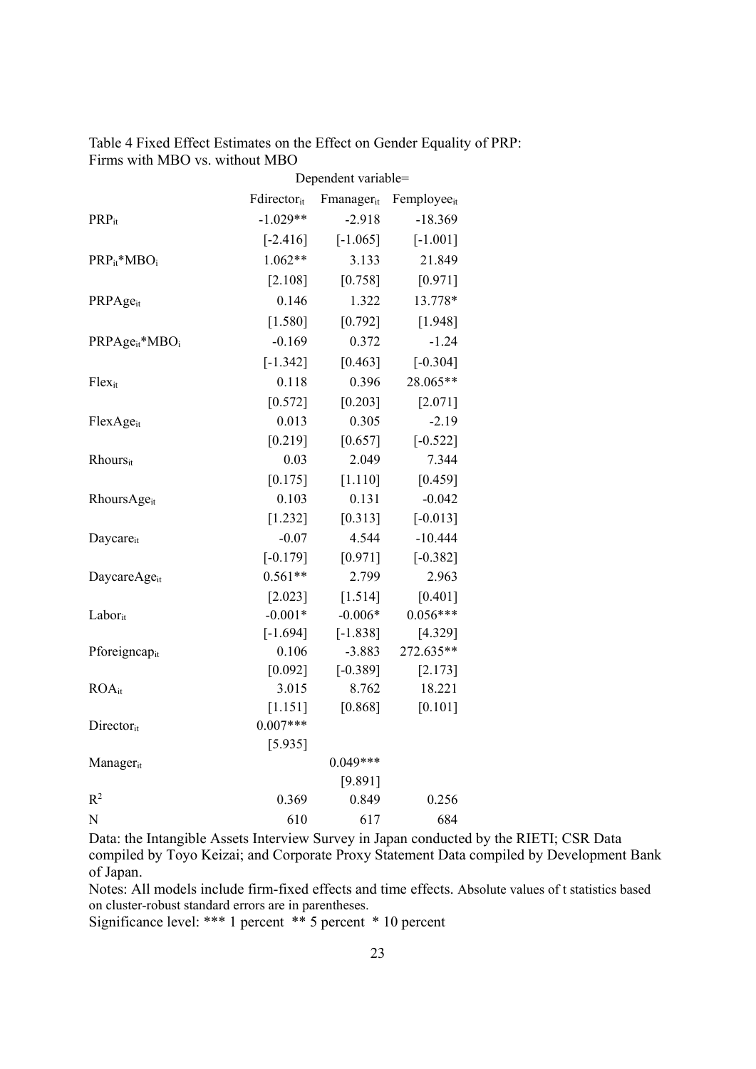Table 4 Fixed Effect Estimates on the Effect on Gender Equality of PRP: Firms with MBO vs. without MBO

| | Dependent variable= | | |
|---|---|---|---|
| | $Fdirector_{it}$ | $Fmanager_{it}$ | $Femployee_{it}$ |
| $PRP_{it}$ | -1.029** | -2.918 | -18.369 |
| | [-2.416] | [-1.065] | [-1.001] |
| $PRP_{it}$*$MBO_i$ | 1.062** | 3.133 | 21.849 |
| | [2.108] | [0.758] | [0.971] |
| $PRPAge_{it}$ | 0.146 | 1.322 | 13.778* |
| | [1.580] | [0.792] | [1.948] |
| $PRPAge_{it}$*$MBO_i$ | -0.169 | 0.372 | -1.24 |
| | [-1.342] | [0.463] | [-0.304] |
| $Flex_{it}$ | 0.118 | 0.396 | 28.065** |
| | [0.572] | [0.203] | [2.071] |
| $FlexAge_{it}$ | 0.013 | 0.305 | -2.19 |
| | [0.219] | [0.657] | [-0.522] |
| $Rhours_{it}$ | 0.03 | 2.049 | 7.344 |
| | [0.175] | [1.110] | [0.459] |
| $RhoursAge_{it}$ | 0.103 | 0.131 | -0.042 |
| | [1.232] | [0.313] | [-0.013] |
| $Daycare_{it}$ | -0.07 | 4.544 | -10.444 |
| | [-0.179] | [0.971] | [-0.382] |
| $DaycareAge_{it}$ | 0.561** | 2.799 | 2.963 |
| | [2.023] | [1.514] | [0.401] |
| $Labor_{it}$ | -0.001* | -0.006* | 0.056*** |
| | [-1.694] | [-1.838] | [4.329] |
| $Pforeigncap_{it}$ | 0.106 | -3.883 | 272.635** |
| | [0.092] | [-0.389] | [2.173] |
| $ROA_{it}$ | 3.015 | 8.762 | 18.221 |
| | [1.151] | [0.868] | [0.101] |
| $Director_{it}$ | 0.007*** | | |
| | [5.935] | | |
| $Manager_{it}$ | | 0.049*** | |
| | | [9.891] | |
| $R^2$ | 0.369 | 0.849 | 0.256 |
| N | 610 | 617 | 684 |

Data: the Intangible Assets Interview Survey in Japan conducted by the RIETI; CSR Data compiled by Toyo Keizai; and Corporate Proxy Statement Data compiled by Development Bank of Japan.

Notes: All models include firm-fixed effects and time effects. Absolute values of t statistics based on cluster-robust standard errors are in parentheses.

Significance level: *** 1 percent ** 5 percent * 10 percent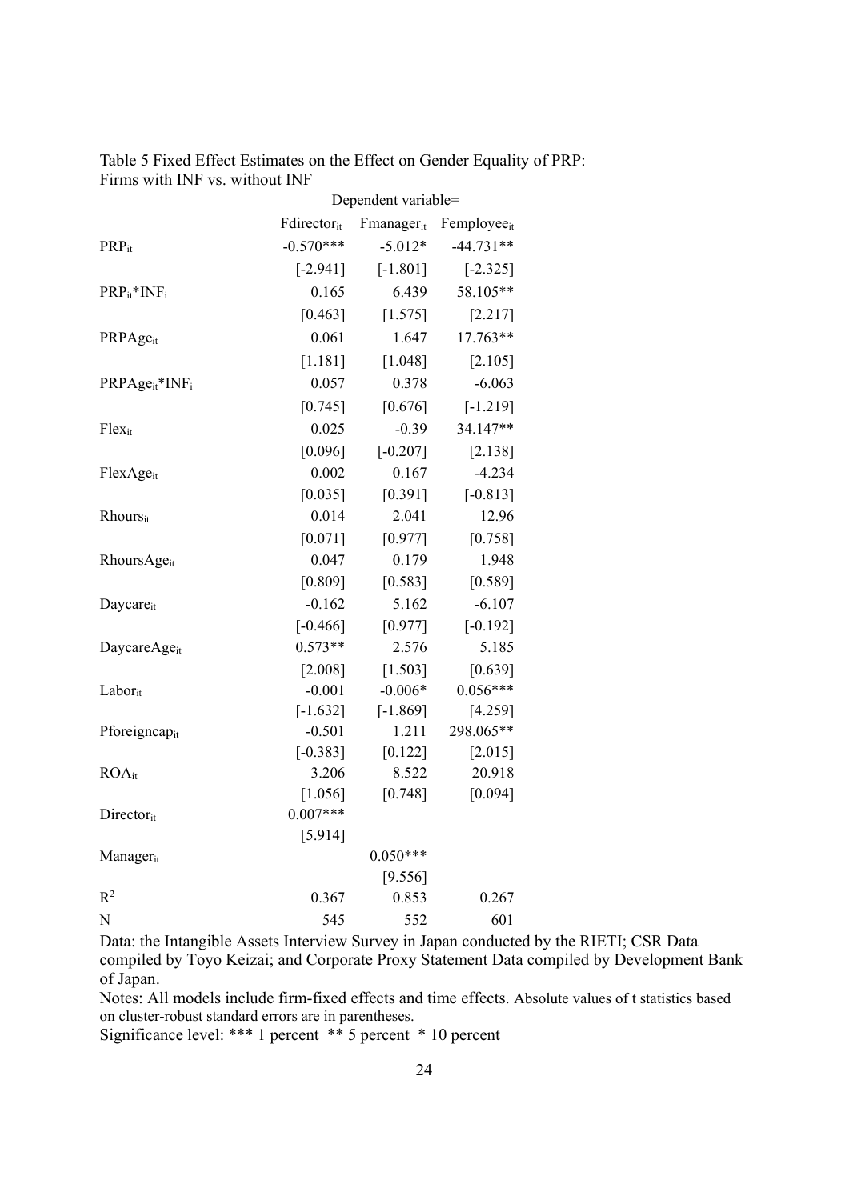Table 5 Fixed Effect Estimates on the Effect on Gender Equality of PRP: Firms with INF vs. without INF

| | Dependent variable= | | |
|---|---|---|---|
| | $Fdirector_{it}$ | $Fmanager_{it}$ | $Femployee_{it}$ |
| $PRP_{it}$ | -0.570*** | -5.012* | -44.731** |
| | [-2.941] | [-1.801] | [-2.325] |
| $PRP_{it}*INF_i$ | 0.165 | 6.439 | 58.105** |
| | [0.463] | [1.575] | [2.217] |
| $PRPAge_{it}$ | 0.061 | 1.647 | 17.763** |
| | [1.181] | [1.048] | [2.105] |
| $PRPAge_{it}*INF_i$ | 0.057 | 0.378 | -6.063 |
| | [0.745] | [0.676] | [-1.219] |
| $Flex_{it}$ | 0.025 | -0.39 | 34.147** |
| | [0.096] | [-0.207] | [2.138] |
| $FlexAge_{it}$ | 0.002 | 0.167 | -4.234 |
| | [0.035] | [0.391] | [-0.813] |
| $Rhours_{it}$ | 0.014 | 2.041 | 12.96 |
| | [0.071] | [0.977] | [0.758] |
| $RhoursAge_{it}$ | 0.047 | 0.179 | 1.948 |
| | [0.809] | [0.583] | [0.589] |
| $Daycare_{it}$ | -0.162 | 5.162 | -6.107 |
| | [-0.466] | [0.977] | [-0.192] |
| $DaycareAge_{it}$ | 0.573** | 2.576 | 5.185 |
| | [2.008] | [1.503] | [0.639] |
| $Labor_{it}$ | -0.001 | -0.006* | 0.056*** |
| | [-1.632] | [-1.869] | [4.259] |
| $Pforeigncap_{it}$ | -0.501 | 1.211 | 298.065** |
| | [-0.383] | [0.122] | [2.015] |
| $ROA_{it}$ | 3.206 | 8.522 | 20.918 |
| | [1.056] | [0.748] | [0.094] |
| $Director_{it}$ | 0.007*** | | |
| | [5.914] | | |
| $Manager_{it}$ | | 0.050*** | |
| | | [9.556] | |
| $R^2$ | 0.367 | 0.853 | 0.267 |
| N | 545 | 552 | 601 |

Data: the Intangible Assets Interview Survey in Japan conducted by the RIETI; CSR Data compiled by Toyo Keizai; and Corporate Proxy Statement Data compiled by Development Bank of Japan.

Notes: All models include firm-fixed effects and time effects. Absolute values of t statistics based on cluster-robust standard errors are in parentheses.

Significance level: *** 1 percent ** 5 percent * 10 percent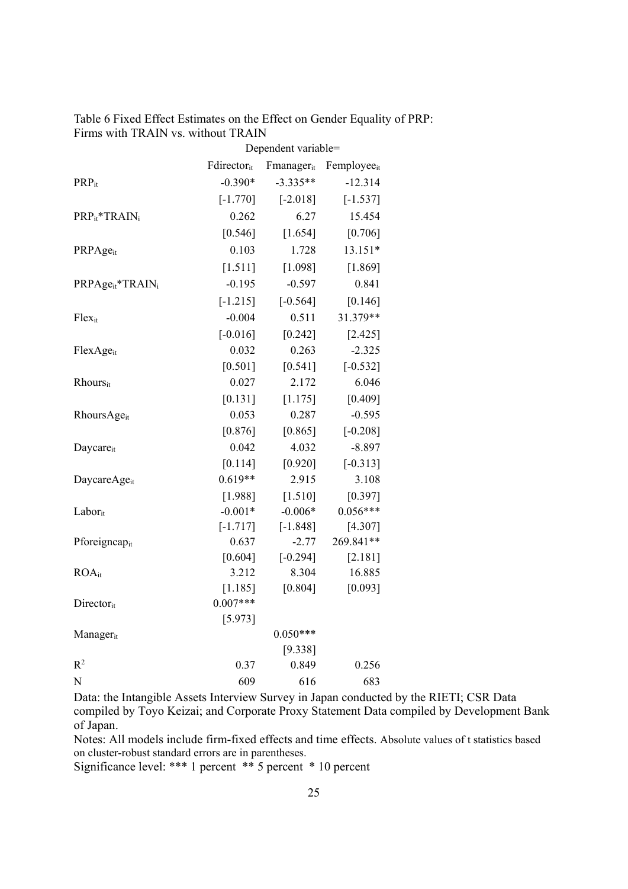Table 6 Fixed Effect Estimates on the Effect on Gender Equality of PRP: Firms with TRAIN vs. without TRAIN

| | Dependent variable= | | |
|---|---|---|---|
| | $Fdirector_{it}$ | $Fmanager_{it}$ | $Femployee_{it}$ |
| $PRP_{it}$ | -0.390* | -3.335** | -12.314 |
| | [-1.770] | [-2.018] | [-1.537] |
| $PRP_{it}$*$TRAIN_{i}$ | 0.262 | 6.27 | 15.454 |
| | [0.546] | [1.654] | [0.706] |
| $PRPAge_{it}$ | 0.103 | 1.728 | 13.151* |
| | [1.511] | [1.098] | [1.869] |
| $PRPAge_{it}$*$TRAIN_{i}$ | -0.195 | -0.597 | 0.841 |
| | [-1.215] | [-0.564] | [0.146] |
| $Flex_{it}$ | -0.004 | 0.511 | 31.379** |
| | [-0.016] | [0.242] | [2.425] |
| $FlexAge_{it}$ | 0.032 | 0.263 | -2.325 |
| | [0.501] | [0.541] | [-0.532] |
| $Rhours_{it}$ | 0.027 | 2.172 | 6.046 |
| | [0.131] | [1.175] | [0.409] |
| $RhoursAge_{it}$ | 0.053 | 0.287 | -0.595 |
| | [0.876] | [0.865] | [-0.208] |
| $Daycare_{it}$ | 0.042 | 4.032 | -8.897 |
| | [0.114] | [0.920] | [-0.313] |
| $DaycareAge_{it}$ | 0.619** | 2.915 | 3.108 |
| | [1.988] | [1.510] | [0.397] |
| $Labor_{it}$ | -0.001* | -0.006* | 0.056*** |
| | [-1.717] | [-1.848] | [4.307] |
| $Pforeigncap_{it}$ | 0.637 | -2.77 | 269.841** |
| | [0.604] | [-0.294] | [2.181] |
| $ROA_{it}$ | 3.212 | 8.304 | 16.885 |
| | [1.185] | [0.804] | [0.093] |
| $Director_{it}$ | 0.007*** | | |
| | [5.973] | | |
| $Manager_{it}$ | | 0.050*** | |
| | | [9.338] | |
| $R^2$ | 0.37 | 0.849 | 0.256 |
| N | 609 | 616 | 683 |

Data: the Intangible Assets Interview Survey in Japan conducted by the RIETI; CSR Data compiled by Toyo Keizai; and Corporate Proxy Statement Data compiled by Development Bank of Japan.

Notes: All models include firm-fixed effects and time effects. Absolute values of t statistics based on cluster-robust standard errors are in parentheses.

Significance level: *** 1 percent ** 5 percent * 10 percent